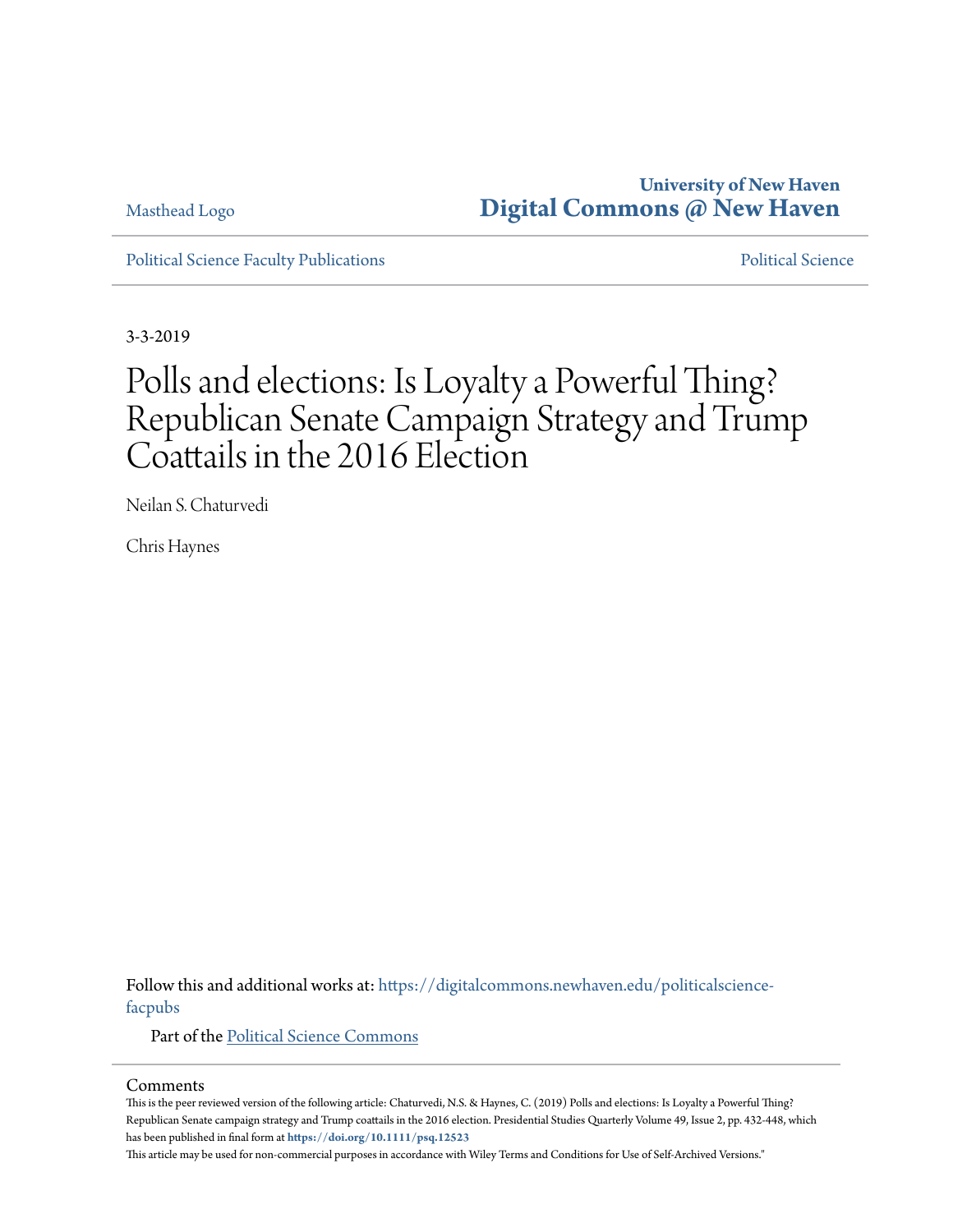Masthead Logo

**University of New Haven**
**Digital Commons @ New Haven**

Political Science Faculty Publications

Political Science

3-3-2019

# Polls and elections: Is Loyalty a Powerful Thing? Republican Senate Campaign Strategy and Trump Coattails in the 2016 Election

Neilan S. Chaturvedi

Chris Haynes

Follow this and additional works at: https://digitalcommons.newhaven.edu/politicalscience-facpubs

Part of the Political Science Commons

## Comments

This is the peer reviewed version of the following article: Chaturvedi, N.S. & Haynes, C. (2019) Polls and elections: Is Loyalty a Powerful Thing? Republican Senate campaign strategy and Trump coattails in the 2016 election. Presidential Studies Quarterly Volume 49, Issue 2, pp. 432-448, which has been published in final form at **https://doi.org/10.1111/psq.12523**

This article may be used for non-commercial purposes in accordance with Wiley Terms and Conditions for Use of Self-Archived Versions."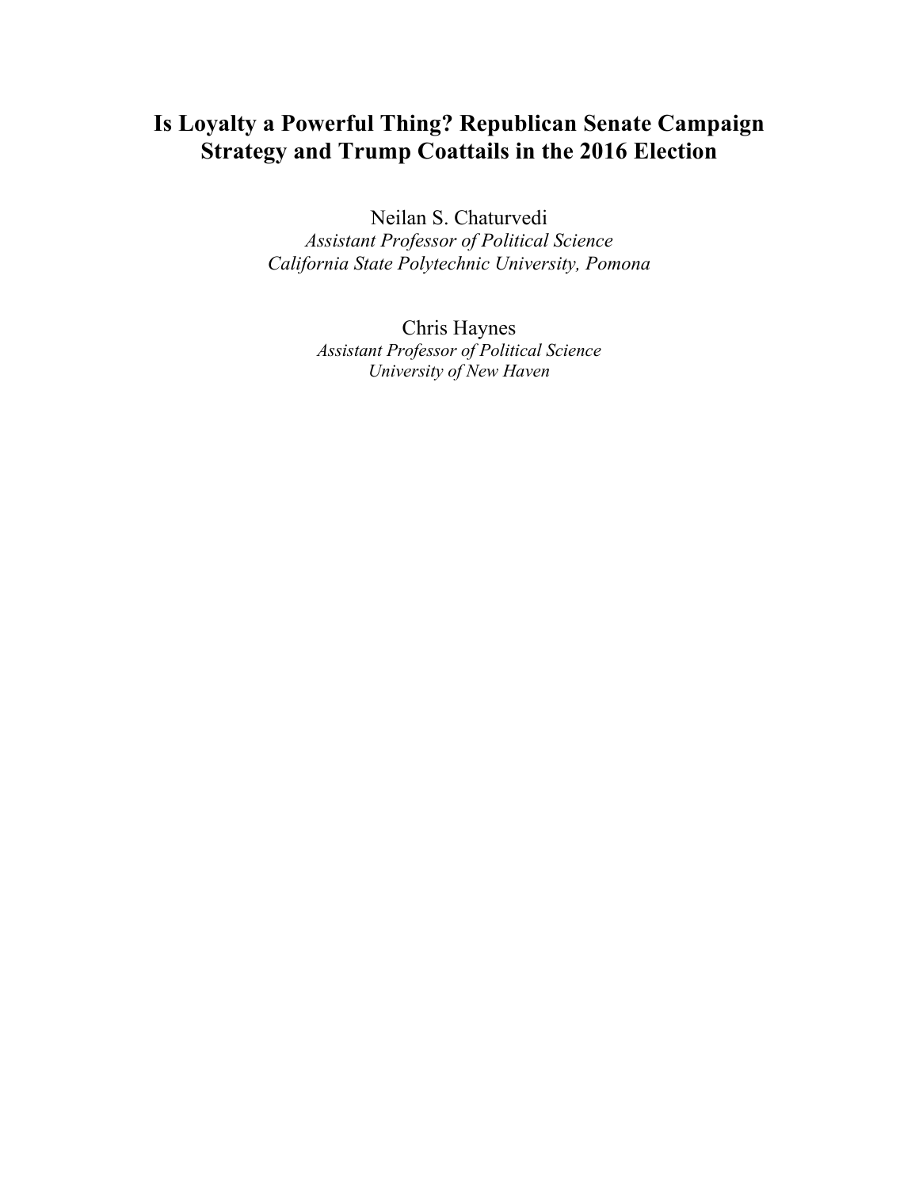# Is Loyalty a Powerful Thing? Republican Senate Campaign Strategy and Trump Coattails in the 2016 Election

Neilan S. Chaturvedi
*Assistant Professor of Political Science*
*California State Polytechnic University, Pomona*

Chris Haynes
*Assistant Professor of Political Science*
*University of New Haven*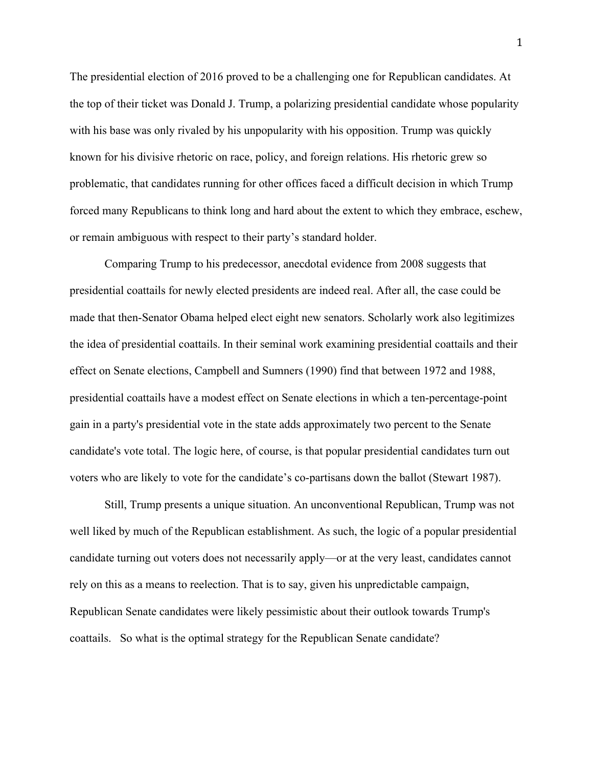The presidential election of 2016 proved to be a challenging one for Republican candidates. At the top of their ticket was Donald J. Trump, a polarizing presidential candidate whose popularity with his base was only rivaled by his unpopularity with his opposition. Trump was quickly known for his divisive rhetoric on race, policy, and foreign relations. His rhetoric grew so problematic, that candidates running for other offices faced a difficult decision in which Trump forced many Republicans to think long and hard about the extent to which they embrace, eschew, or remain ambiguous with respect to their party's standard holder.

Comparing Trump to his predecessor, anecdotal evidence from 2008 suggests that presidential coattails for newly elected presidents are indeed real. After all, the case could be made that then-Senator Obama helped elect eight new senators. Scholarly work also legitimizes the idea of presidential coattails. In their seminal work examining presidential coattails and their effect on Senate elections, Campbell and Sumners (1990) find that between 1972 and 1988, presidential coattails have a modest effect on Senate elections in which a ten-percentage-point gain in a party's presidential vote in the state adds approximately two percent to the Senate candidate's vote total. The logic here, of course, is that popular presidential candidates turn out voters who are likely to vote for the candidate's co-partisans down the ballot (Stewart 1987).

Still, Trump presents a unique situation. An unconventional Republican, Trump was not well liked by much of the Republican establishment. As such, the logic of a popular presidential candidate turning out voters does not necessarily apply—or at the very least, candidates cannot rely on this as a means to reelection. That is to say, given his unpredictable campaign, Republican Senate candidates were likely pessimistic about their outlook towards Trump's coattails. So what is the optimal strategy for the Republican Senate candidate?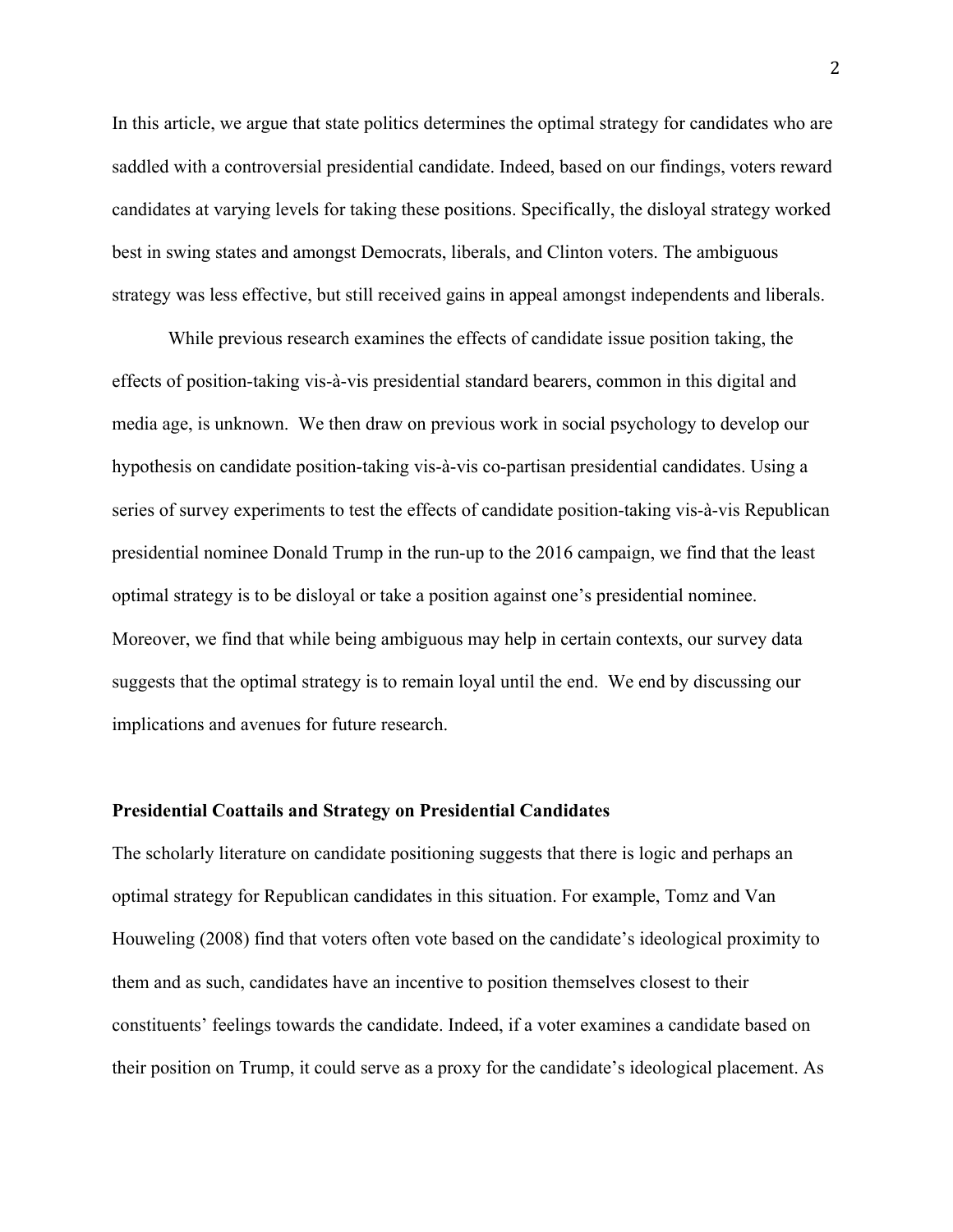In this article, we argue that state politics determines the optimal strategy for candidates who are saddled with a controversial presidential candidate. Indeed, based on our findings, voters reward candidates at varying levels for taking these positions. Specifically, the disloyal strategy worked best in swing states and amongst Democrats, liberals, and Clinton voters. The ambiguous strategy was less effective, but still received gains in appeal amongst independents and liberals.

While previous research examines the effects of candidate issue position taking, the effects of position-taking vis-à-vis presidential standard bearers, common in this digital and media age, is unknown. We then draw on previous work in social psychology to develop our hypothesis on candidate position-taking vis-à-vis co-partisan presidential candidates. Using a series of survey experiments to test the effects of candidate position-taking vis-à-vis Republican presidential nominee Donald Trump in the run-up to the 2016 campaign, we find that the least optimal strategy is to be disloyal or take a position against one's presidential nominee. Moreover, we find that while being ambiguous may help in certain contexts, our survey data suggests that the optimal strategy is to remain loyal until the end. We end by discussing our implications and avenues for future research.

**Presidential Coattails and Strategy on Presidential Candidates**

The scholarly literature on candidate positioning suggests that there is logic and perhaps an optimal strategy for Republican candidates in this situation. For example, Tomz and Van Houweling (2008) find that voters often vote based on the candidate's ideological proximity to them and as such, candidates have an incentive to position themselves closest to their constituents' feelings towards the candidate. Indeed, if a voter examines a candidate based on their position on Trump, it could serve as a proxy for the candidate's ideological placement. As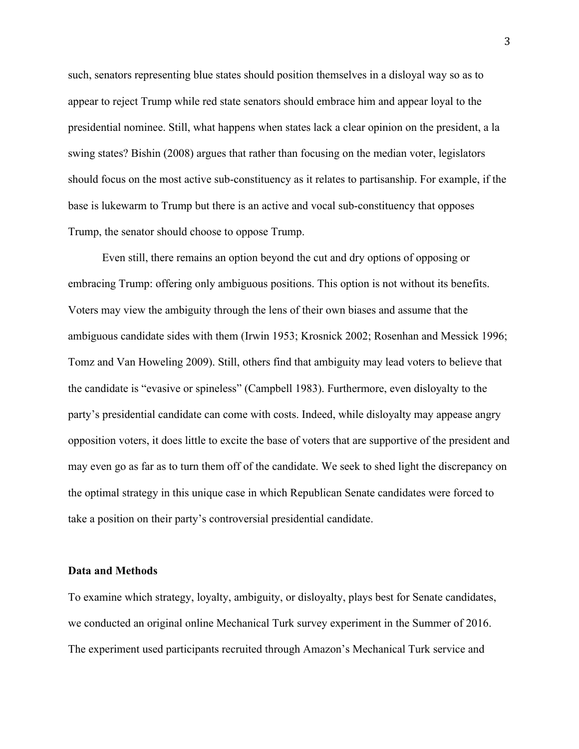such, senators representing blue states should position themselves in a disloyal way so as to appear to reject Trump while red state senators should embrace him and appear loyal to the presidential nominee. Still, what happens when states lack a clear opinion on the president, a la swing states? Bishin (2008) argues that rather than focusing on the median voter, legislators should focus on the most active sub-constituency as it relates to partisanship. For example, if the base is lukewarm to Trump but there is an active and vocal sub-constituency that opposes Trump, the senator should choose to oppose Trump.

Even still, there remains an option beyond the cut and dry options of opposing or embracing Trump: offering only ambiguous positions. This option is not without its benefits. Voters may view the ambiguity through the lens of their own biases and assume that the ambiguous candidate sides with them (Irwin 1953; Krosnick 2002; Rosenhan and Messick 1996; Tomz and Van Howeling 2009). Still, others find that ambiguity may lead voters to believe that the candidate is "evasive or spineless" (Campbell 1983). Furthermore, even disloyalty to the party's presidential candidate can come with costs. Indeed, while disloyalty may appease angry opposition voters, it does little to excite the base of voters that are supportive of the president and may even go as far as to turn them off of the candidate. We seek to shed light the discrepancy on the optimal strategy in this unique case in which Republican Senate candidates were forced to take a position on their party's controversial presidential candidate.

**Data and Methods**

To examine which strategy, loyalty, ambiguity, or disloyalty, plays best for Senate candidates, we conducted an original online Mechanical Turk survey experiment in the Summer of 2016. The experiment used participants recruited through Amazon's Mechanical Turk service and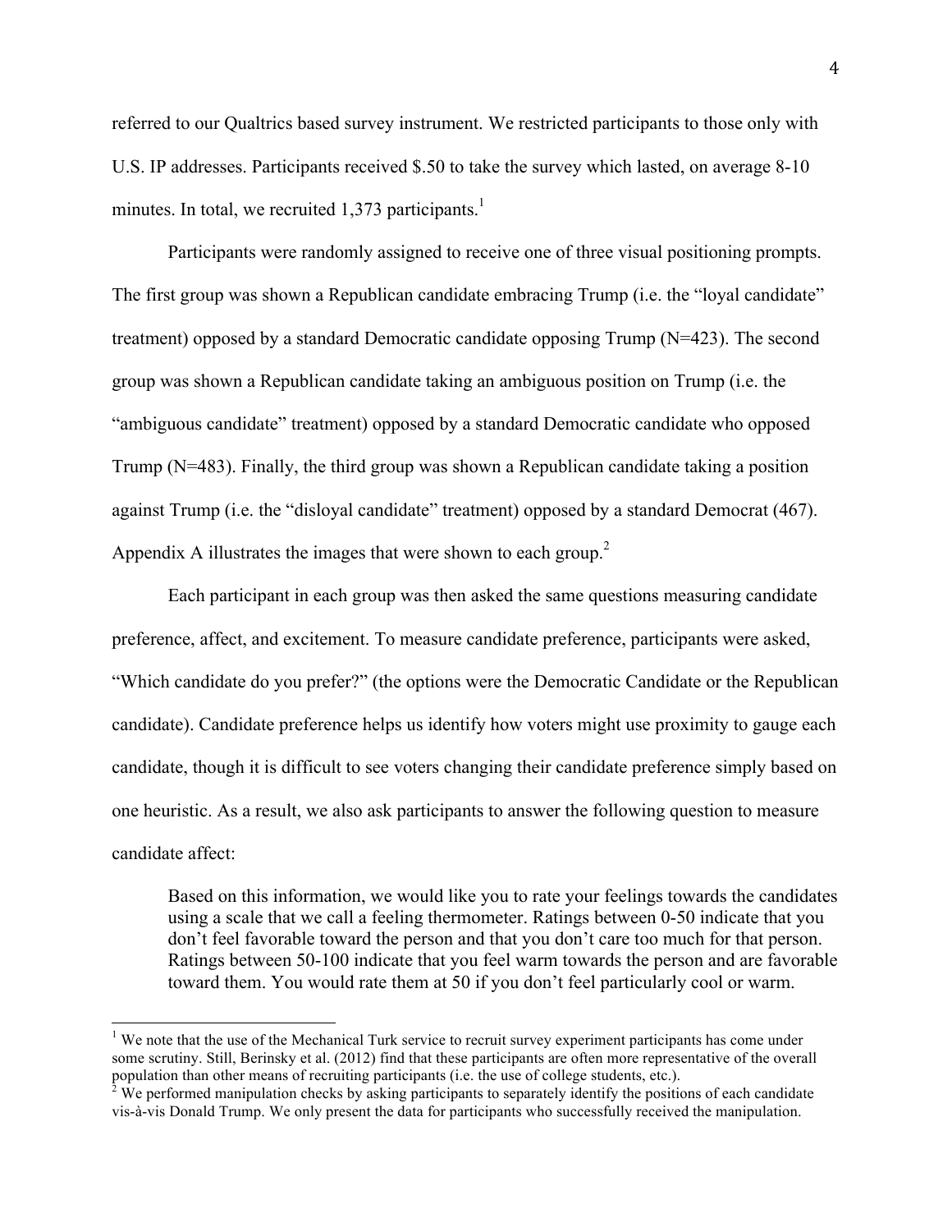referred to our Qualtrics based survey instrument. We restricted participants to those only with U.S. IP addresses. Participants received $.50 to take the survey which lasted, on average 8-10 minutes. In total, we recruited 1,373 participants.[1]

Participants were randomly assigned to receive one of three visual positioning prompts. The first group was shown a Republican candidate embracing Trump (i.e. the "loyal candidate" treatment) opposed by a standard Democratic candidate opposing Trump (N=423). The second group was shown a Republican candidate taking an ambiguous position on Trump (i.e. the "ambiguous candidate" treatment) opposed by a standard Democratic candidate who opposed Trump (N=483). Finally, the third group was shown a Republican candidate taking a position against Trump (i.e. the "disloyal candidate" treatment) opposed by a standard Democrat (467). Appendix A illustrates the images that were shown to each group.[2]

Each participant in each group was then asked the same questions measuring candidate preference, affect, and excitement. To measure candidate preference, participants were asked, "Which candidate do you prefer?" (the options were the Democratic Candidate or the Republican candidate). Candidate preference helps us identify how voters might use proximity to gauge each candidate, though it is difficult to see voters changing their candidate preference simply based on one heuristic. As a result, we also ask participants to answer the following question to measure candidate affect:

> Based on this information, we would like you to rate your feelings towards the candidates using a scale that we call a feeling thermometer. Ratings between 0-50 indicate that you don't feel favorable toward the person and that you don't care too much for that person. Ratings between 50-100 indicate that you feel warm towards the person and are favorable toward them. You would rate them at 50 if you don't feel particularly cool or warm.

---

[1] We note that the use of the Mechanical Turk service to recruit survey experiment participants has come under some scrutiny. Still, Berinsky et al. (2012) find that these participants are often more representative of the overall population than other means of recruiting participants (i.e. the use of college students, etc.).

[2] We performed manipulation checks by asking participants to separately identify the positions of each candidate vis-à-vis Donald Trump. We only present the data for participants who successfully received the manipulation.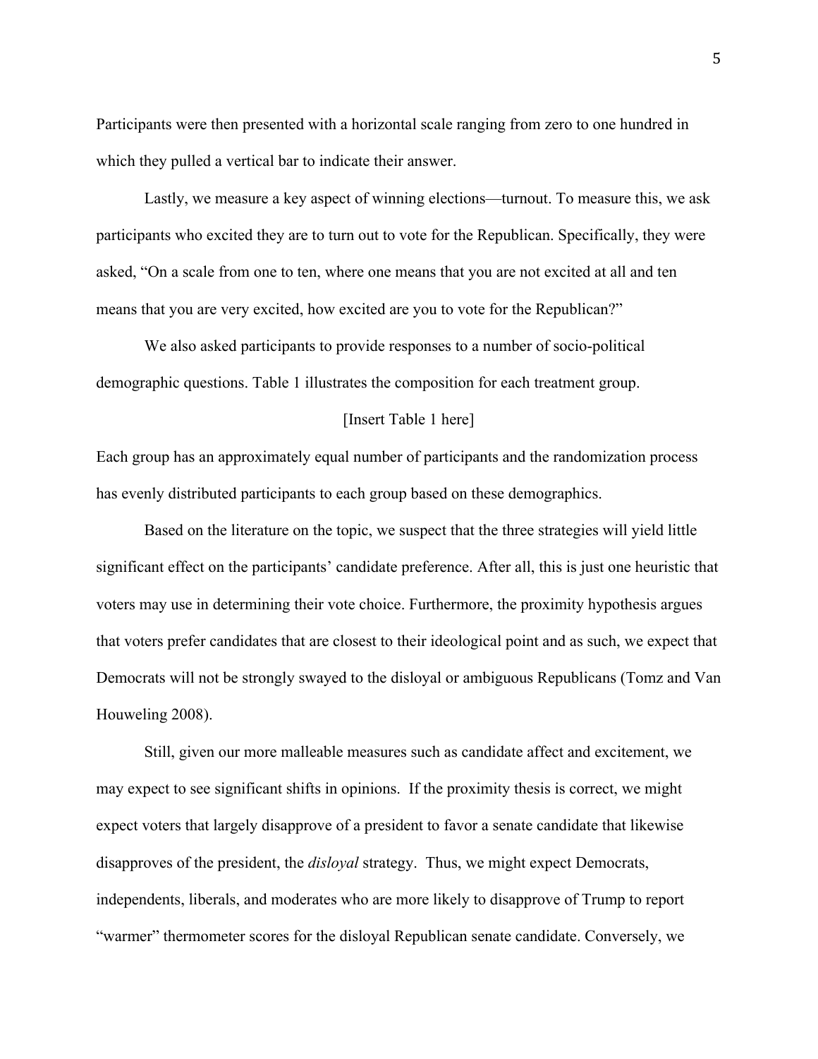Participants were then presented with a horizontal scale ranging from zero to one hundred in which they pulled a vertical bar to indicate their answer.

Lastly, we measure a key aspect of winning elections—turnout. To measure this, we ask participants who excited they are to turn out to vote for the Republican. Specifically, they were asked, "On a scale from one to ten, where one means that you are not excited at all and ten means that you are very excited, how excited are you to vote for the Republican?"

We also asked participants to provide responses to a number of socio-political demographic questions. Table 1 illustrates the composition for each treatment group.

[Insert Table 1 here]

Each group has an approximately equal number of participants and the randomization process has evenly distributed participants to each group based on these demographics.

Based on the literature on the topic, we suspect that the three strategies will yield little significant effect on the participants' candidate preference. After all, this is just one heuristic that voters may use in determining their vote choice. Furthermore, the proximity hypothesis argues that voters prefer candidates that are closest to their ideological point and as such, we expect that Democrats will not be strongly swayed to the disloyal or ambiguous Republicans (Tomz and Van Houweling 2008).

Still, given our more malleable measures such as candidate affect and excitement, we may expect to see significant shifts in opinions. If the proximity thesis is correct, we might expect voters that largely disapprove of a president to favor a senate candidate that likewise disapproves of the president, the *disloyal* strategy. Thus, we might expect Democrats, independents, liberals, and moderates who are more likely to disapprove of Trump to report "warmer" thermometer scores for the disloyal Republican senate candidate. Conversely, we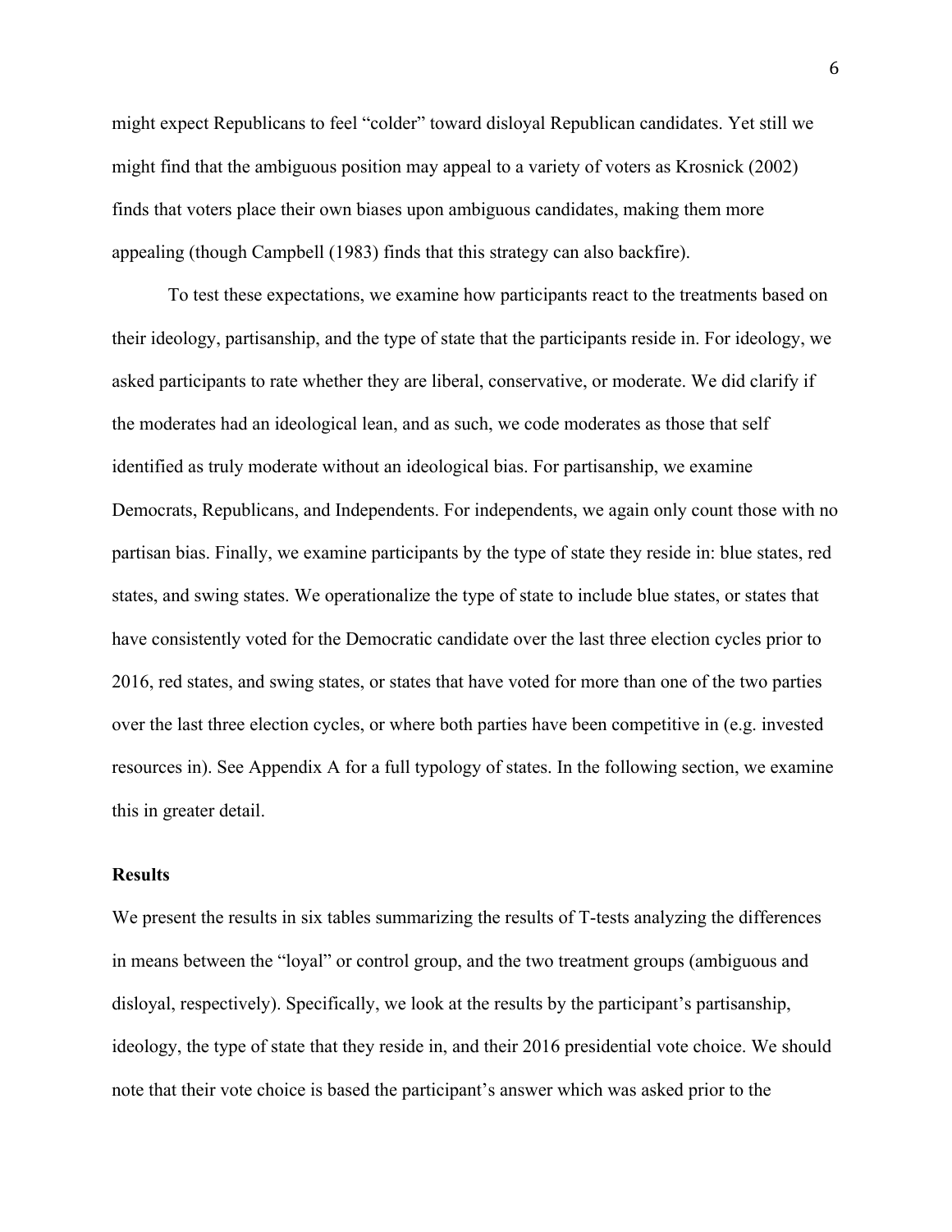might expect Republicans to feel "colder" toward disloyal Republican candidates. Yet still we might find that the ambiguous position may appeal to a variety of voters as Krosnick (2002) finds that voters place their own biases upon ambiguous candidates, making them more appealing (though Campbell (1983) finds that this strategy can also backfire).

To test these expectations, we examine how participants react to the treatments based on their ideology, partisanship, and the type of state that the participants reside in. For ideology, we asked participants to rate whether they are liberal, conservative, or moderate. We did clarify if the moderates had an ideological lean, and as such, we code moderates as those that self identified as truly moderate without an ideological bias. For partisanship, we examine Democrats, Republicans, and Independents. For independents, we again only count those with no partisan bias. Finally, we examine participants by the type of state they reside in: blue states, red states, and swing states. We operationalize the type of state to include blue states, or states that have consistently voted for the Democratic candidate over the last three election cycles prior to 2016, red states, and swing states, or states that have voted for more than one of the two parties over the last three election cycles, or where both parties have been competitive in (e.g. invested resources in). See Appendix A for a full typology of states. In the following section, we examine this in greater detail.

## Results

We present the results in six tables summarizing the results of T-tests analyzing the differences in means between the "loyal" or control group, and the two treatment groups (ambiguous and disloyal, respectively). Specifically, we look at the results by the participant's partisanship, ideology, the type of state that they reside in, and their 2016 presidential vote choice. We should note that their vote choice is based the participant's answer which was asked prior to the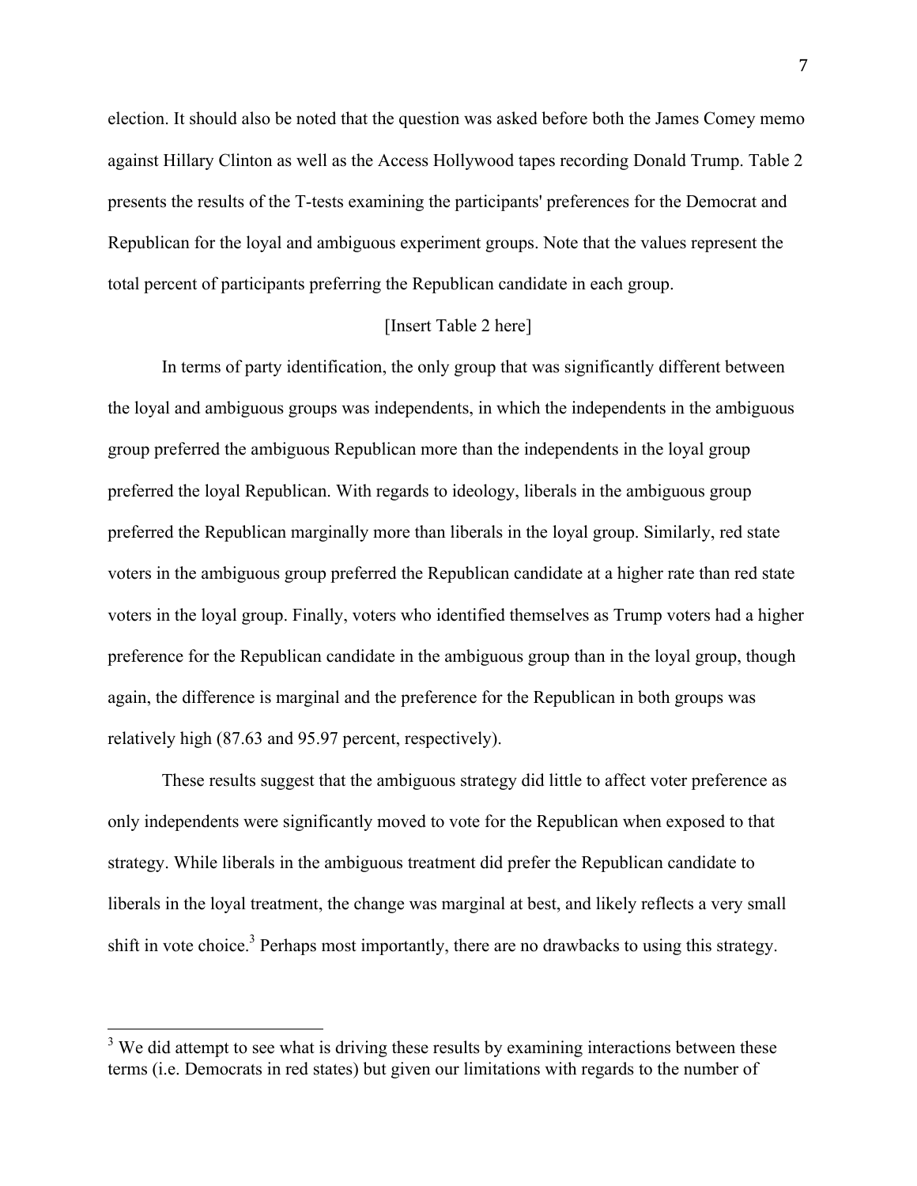election. It should also be noted that the question was asked before both the James Comey memo against Hillary Clinton as well as the Access Hollywood tapes recording Donald Trump. Table 2 presents the results of the T-tests examining the participants' preferences for the Democrat and Republican for the loyal and ambiguous experiment groups. Note that the values represent the total percent of participants preferring the Republican candidate in each group.

[Insert Table 2 here]

In terms of party identification, the only group that was significantly different between the loyal and ambiguous groups was independents, in which the independents in the ambiguous group preferred the ambiguous Republican more than the independents in the loyal group preferred the loyal Republican. With regards to ideology, liberals in the ambiguous group preferred the Republican marginally more than liberals in the loyal group. Similarly, red state voters in the ambiguous group preferred the Republican candidate at a higher rate than red state voters in the loyal group. Finally, voters who identified themselves as Trump voters had a higher preference for the Republican candidate in the ambiguous group than in the loyal group, though again, the difference is marginal and the preference for the Republican in both groups was relatively high (87.63 and 95.97 percent, respectively).

These results suggest that the ambiguous strategy did little to affect voter preference as only independents were significantly moved to vote for the Republican when exposed to that strategy. While liberals in the ambiguous treatment did prefer the Republican candidate to liberals in the loyal treatment, the change was marginal at best, and likely reflects a very small shift in vote choice.[3] Perhaps most importantly, there are no drawbacks to using this strategy.

[3] We did attempt to see what is driving these results by examining interactions between these terms (i.e. Democrats in red states) but given our limitations with regards to the number of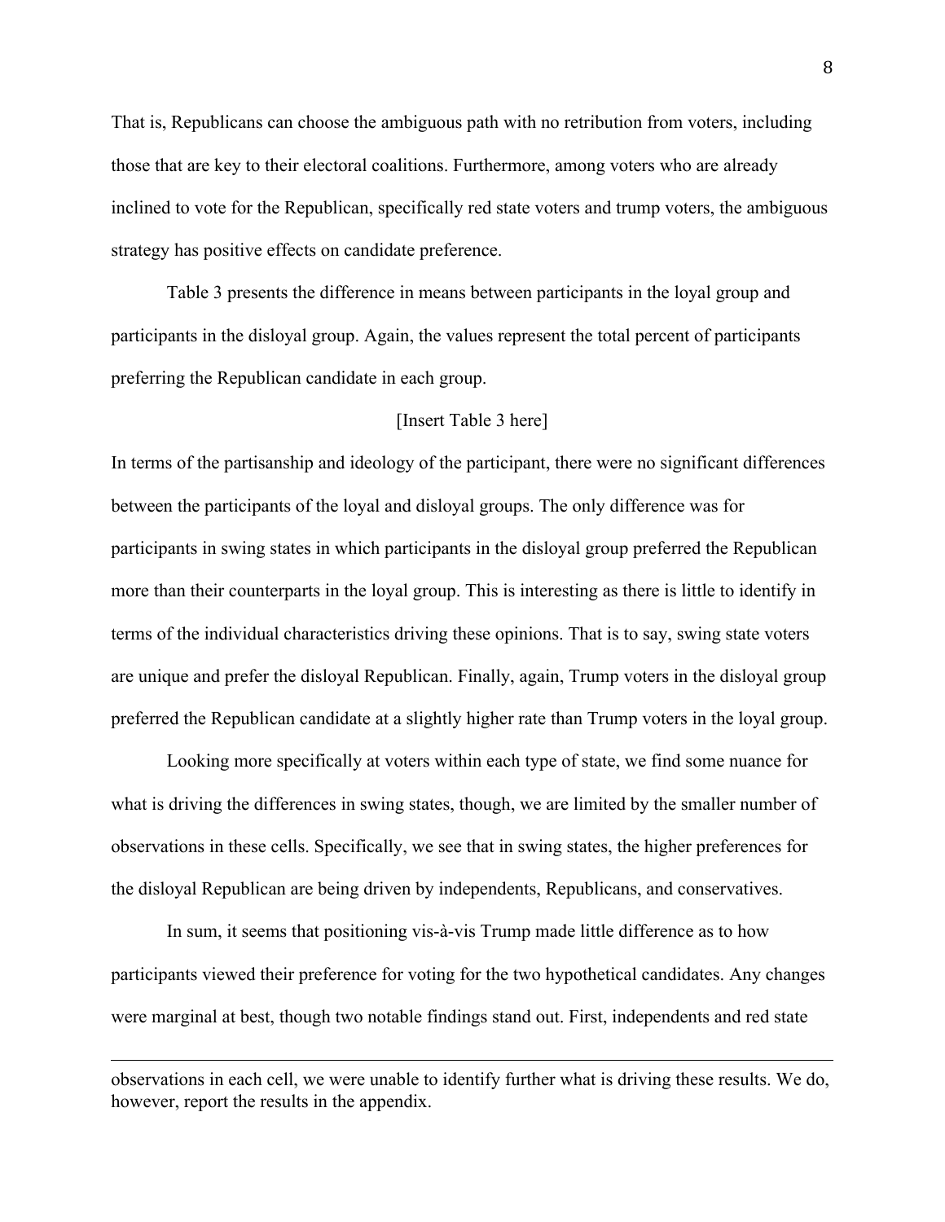That is, Republicans can choose the ambiguous path with no retribution from voters, including those that are key to their electoral coalitions. Furthermore, among voters who are already inclined to vote for the Republican, specifically red state voters and trump voters, the ambiguous strategy has positive effects on candidate preference.

Table 3 presents the difference in means between participants in the loyal group and participants in the disloyal group. Again, the values represent the total percent of participants preferring the Republican candidate in each group.

[Insert Table 3 here]

In terms of the partisanship and ideology of the participant, there were no significant differences between the participants of the loyal and disloyal groups. The only difference was for participants in swing states in which participants in the disloyal group preferred the Republican more than their counterparts in the loyal group. This is interesting as there is little to identify in terms of the individual characteristics driving these opinions. That is to say, swing state voters are unique and prefer the disloyal Republican. Finally, again, Trump voters in the disloyal group preferred the Republican candidate at a slightly higher rate than Trump voters in the loyal group.

Looking more specifically at voters within each type of state, we find some nuance for what is driving the differences in swing states, though, we are limited by the smaller number of observations in these cells. Specifically, we see that in swing states, the higher preferences for the disloyal Republican are being driven by independents, Republicans, and conservatives.

In sum, it seems that positioning vis-à-vis Trump made little difference as to how participants viewed their preference for voting for the two hypothetical candidates. Any changes were marginal at best, though two notable findings stand out. First, independents and red state

---

observations in each cell, we were unable to identify further what is driving these results. We do, however, report the results in the appendix.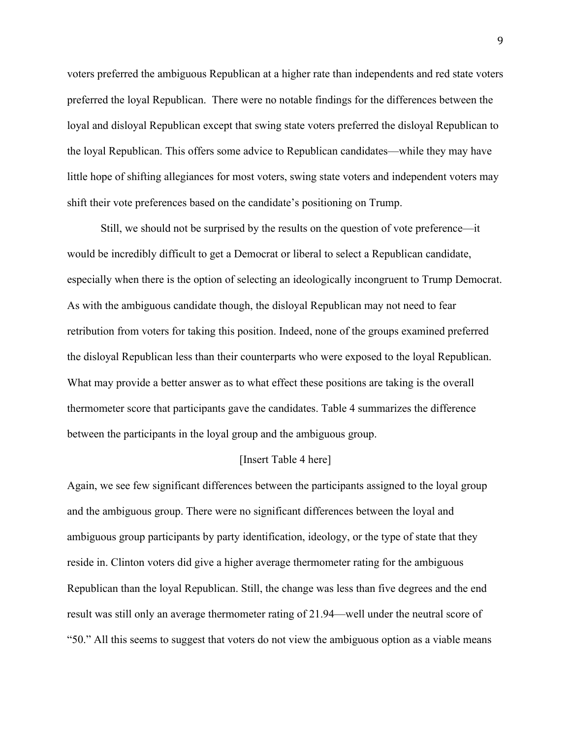voters preferred the ambiguous Republican at a higher rate than independents and red state voters preferred the loyal Republican. There were no notable findings for the differences between the loyal and disloyal Republican except that swing state voters preferred the disloyal Republican to the loyal Republican. This offers some advice to Republican candidates—while they may have little hope of shifting allegiances for most voters, swing state voters and independent voters may shift their vote preferences based on the candidate's positioning on Trump.

Still, we should not be surprised by the results on the question of vote preference—it would be incredibly difficult to get a Democrat or liberal to select a Republican candidate, especially when there is the option of selecting an ideologically incongruent to Trump Democrat. As with the ambiguous candidate though, the disloyal Republican may not need to fear retribution from voters for taking this position. Indeed, none of the groups examined preferred the disloyal Republican less than their counterparts who were exposed to the loyal Republican. What may provide a better answer as to what effect these positions are taking is the overall thermometer score that participants gave the candidates. Table 4 summarizes the difference between the participants in the loyal group and the ambiguous group.

[Insert Table 4 here]

Again, we see few significant differences between the participants assigned to the loyal group and the ambiguous group. There were no significant differences between the loyal and ambiguous group participants by party identification, ideology, or the type of state that they reside in. Clinton voters did give a higher average thermometer rating for the ambiguous Republican than the loyal Republican. Still, the change was less than five degrees and the end result was still only an average thermometer rating of 21.94—well under the neutral score of "50." All this seems to suggest that voters do not view the ambiguous option as a viable means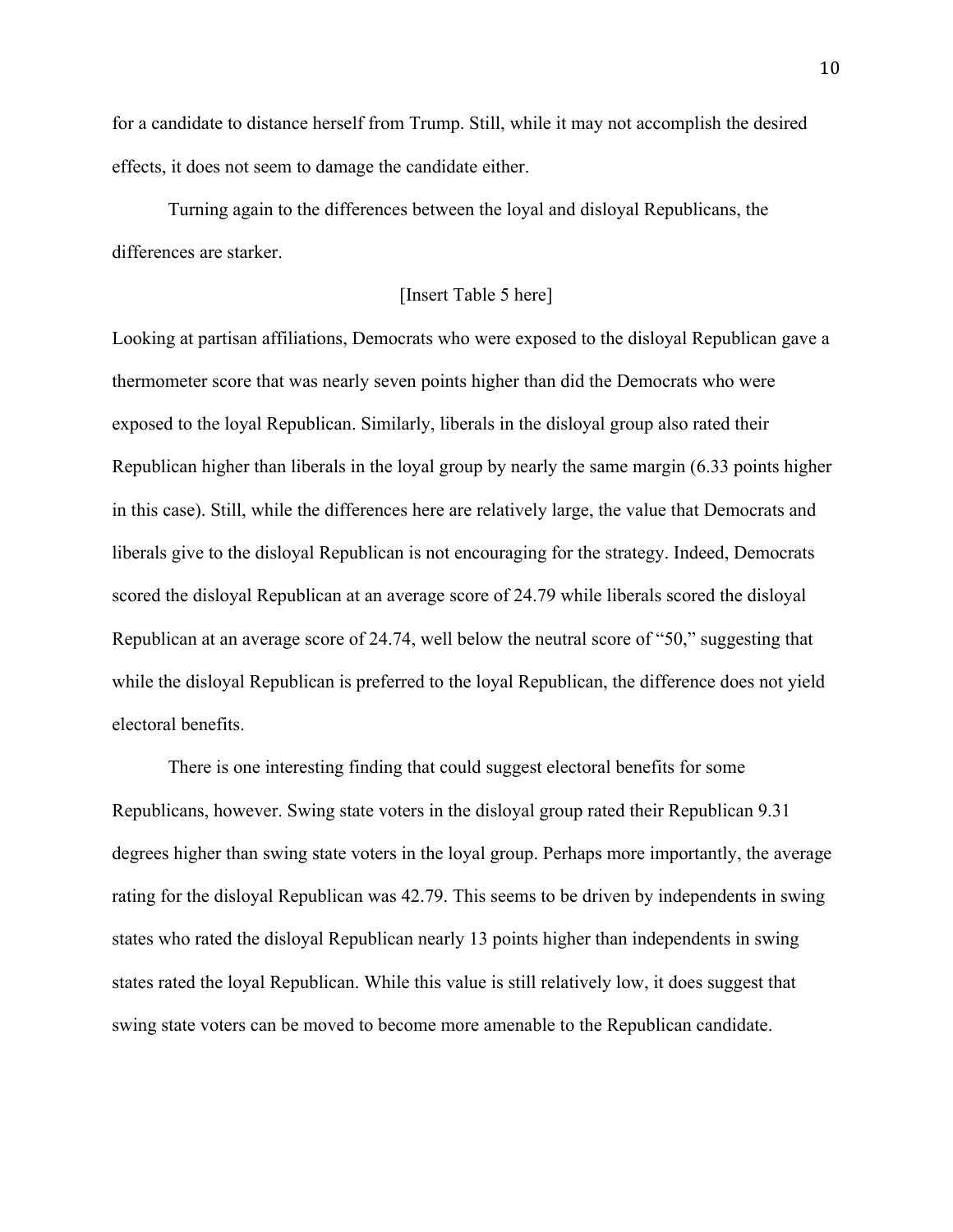for a candidate to distance herself from Trump. Still, while it may not accomplish the desired effects, it does not seem to damage the candidate either.

Turning again to the differences between the loyal and disloyal Republicans, the differences are starker.

[Insert Table 5 here]

Looking at partisan affiliations, Democrats who were exposed to the disloyal Republican gave a thermometer score that was nearly seven points higher than did the Democrats who were exposed to the loyal Republican. Similarly, liberals in the disloyal group also rated their Republican higher than liberals in the loyal group by nearly the same margin (6.33 points higher in this case). Still, while the differences here are relatively large, the value that Democrats and liberals give to the disloyal Republican is not encouraging for the strategy. Indeed, Democrats scored the disloyal Republican at an average score of 24.79 while liberals scored the disloyal Republican at an average score of 24.74, well below the neutral score of "50," suggesting that while the disloyal Republican is preferred to the loyal Republican, the difference does not yield electoral benefits.

There is one interesting finding that could suggest electoral benefits for some Republicans, however. Swing state voters in the disloyal group rated their Republican 9.31 degrees higher than swing state voters in the loyal group. Perhaps more importantly, the average rating for the disloyal Republican was 42.79. This seems to be driven by independents in swing states who rated the disloyal Republican nearly 13 points higher than independents in swing states rated the loyal Republican. While this value is still relatively low, it does suggest that swing state voters can be moved to become more amenable to the Republican candidate.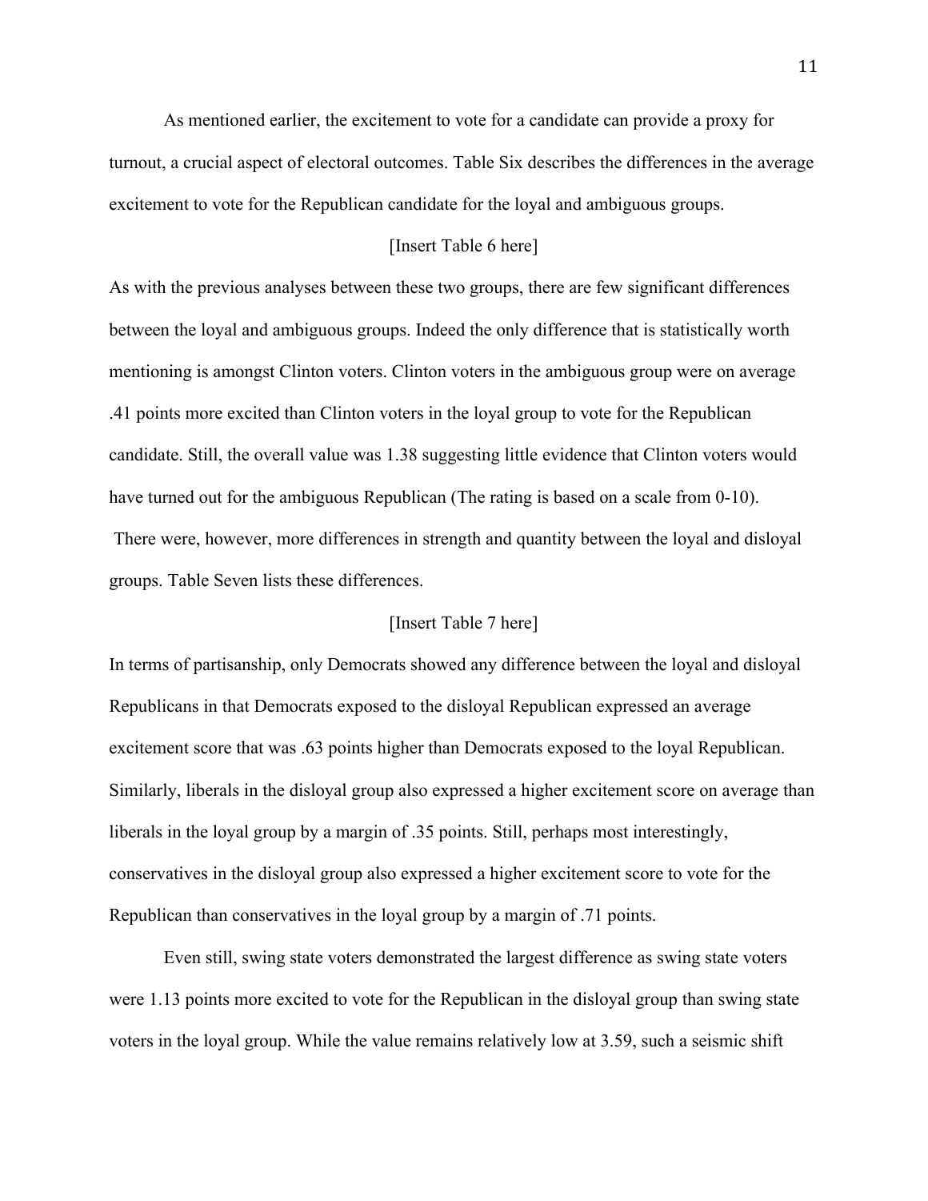As mentioned earlier, the excitement to vote for a candidate can provide a proxy for turnout, a crucial aspect of electoral outcomes. Table Six describes the differences in the average excitement to vote for the Republican candidate for the loyal and ambiguous groups.

[Insert Table 6 here]

As with the previous analyses between these two groups, there are few significant differences between the loyal and ambiguous groups. Indeed the only difference that is statistically worth mentioning is amongst Clinton voters. Clinton voters in the ambiguous group were on average .41 points more excited than Clinton voters in the loyal group to vote for the Republican candidate. Still, the overall value was 1.38 suggesting little evidence that Clinton voters would have turned out for the ambiguous Republican (The rating is based on a scale from 0-10). There were, however, more differences in strength and quantity between the loyal and disloyal groups. Table Seven lists these differences.

[Insert Table 7 here]

In terms of partisanship, only Democrats showed any difference between the loyal and disloyal Republicans in that Democrats exposed to the disloyal Republican expressed an average excitement score that was .63 points higher than Democrats exposed to the loyal Republican. Similarly, liberals in the disloyal group also expressed a higher excitement score on average than liberals in the loyal group by a margin of .35 points. Still, perhaps most interestingly, conservatives in the disloyal group also expressed a higher excitement score to vote for the Republican than conservatives in the loyal group by a margin of .71 points.

Even still, swing state voters demonstrated the largest difference as swing state voters were 1.13 points more excited to vote for the Republican in the disloyal group than swing state voters in the loyal group. While the value remains relatively low at 3.59, such a seismic shift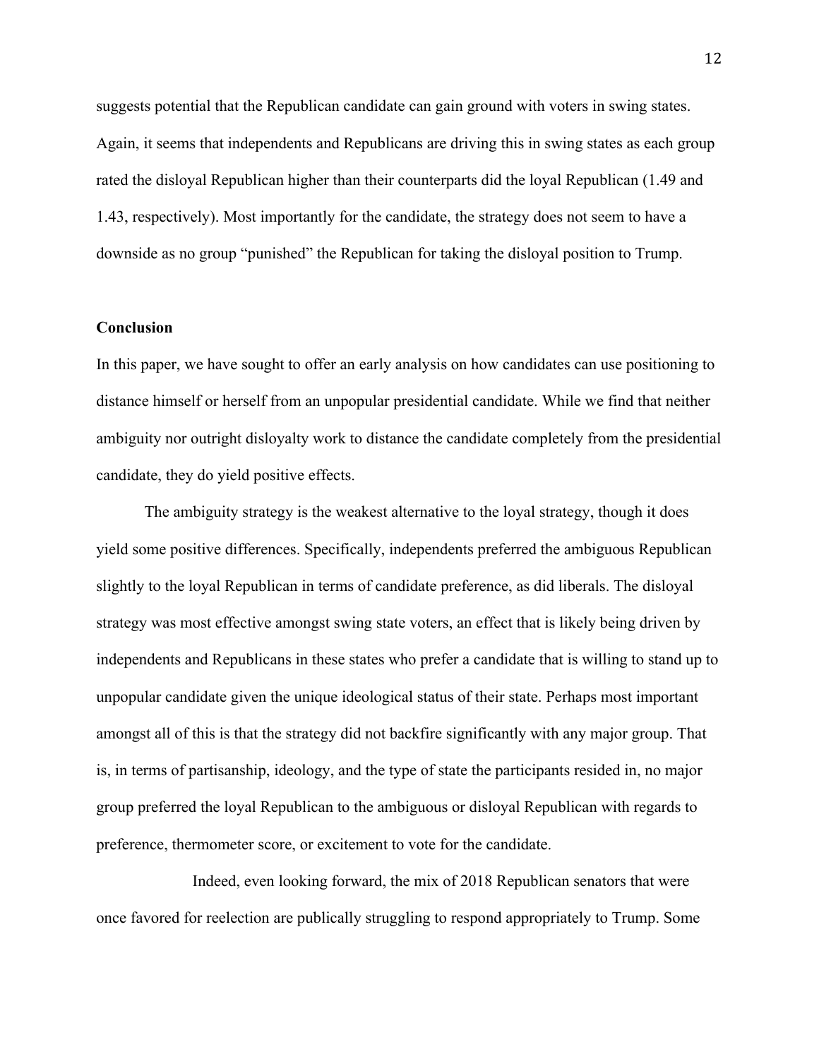suggests potential that the Republican candidate can gain ground with voters in swing states. Again, it seems that independents and Republicans are driving this in swing states as each group rated the disloyal Republican higher than their counterparts did the loyal Republican (1.49 and 1.43, respectively). Most importantly for the candidate, the strategy does not seem to have a downside as no group "punished" the Republican for taking the disloyal position to Trump.

**Conclusion**

In this paper, we have sought to offer an early analysis on how candidates can use positioning to distance himself or herself from an unpopular presidential candidate. While we find that neither ambiguity nor outright disloyalty work to distance the candidate completely from the presidential candidate, they do yield positive effects.

The ambiguity strategy is the weakest alternative to the loyal strategy, though it does yield some positive differences. Specifically, independents preferred the ambiguous Republican slightly to the loyal Republican in terms of candidate preference, as did liberals. The disloyal strategy was most effective amongst swing state voters, an effect that is likely being driven by independents and Republicans in these states who prefer a candidate that is willing to stand up to unpopular candidate given the unique ideological status of their state. Perhaps most important amongst all of this is that the strategy did not backfire significantly with any major group. That is, in terms of partisanship, ideology, and the type of state the participants resided in, no major group preferred the loyal Republican to the ambiguous or disloyal Republican with regards to preference, thermometer score, or excitement to vote for the candidate.

Indeed, even looking forward, the mix of 2018 Republican senators that were once favored for reelection are publically struggling to respond appropriately to Trump. Some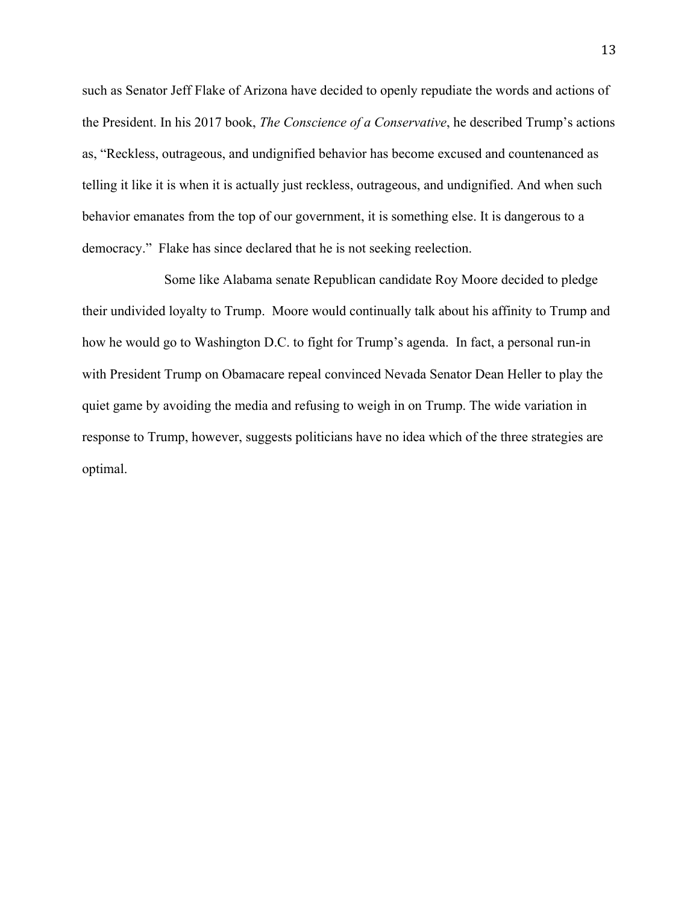such as Senator Jeff Flake of Arizona have decided to openly repudiate the words and actions of the President. In his 2017 book, *The Conscience of a Conservative*, he described Trump's actions as, "Reckless, outrageous, and undignified behavior has become excused and countenanced as telling it like it is when it is actually just reckless, outrageous, and undignified. And when such behavior emanates from the top of our government, it is something else. It is dangerous to a democracy." Flake has since declared that he is not seeking reelection.

Some like Alabama senate Republican candidate Roy Moore decided to pledge their undivided loyalty to Trump. Moore would continually talk about his affinity to Trump and how he would go to Washington D.C. to fight for Trump's agenda. In fact, a personal run-in with President Trump on Obamacare repeal convinced Nevada Senator Dean Heller to play the quiet game by avoiding the media and refusing to weigh in on Trump. The wide variation in response to Trump, however, suggests politicians have no idea which of the three strategies are optimal.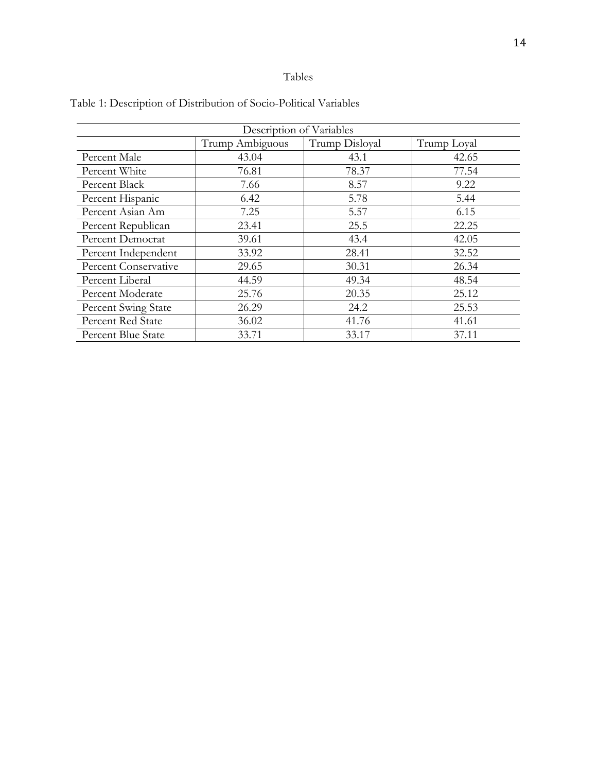Tables

Table 1: Description of Distribution of Socio-Political Variables

| Description of Variables | | | |
|---|---|---|---|
| | Trump Ambiguous | Trump Disloyal | Trump Loyal |
| Percent Male | 43.04 | 43.1 | 42.65 |
| Percent White | 76.81 | 78.37 | 77.54 |
| Percent Black | 7.66 | 8.57 | 9.22 |
| Percent Hispanic | 6.42 | 5.78 | 5.44 |
| Percent Asian Am | 7.25 | 5.57 | 6.15 |
| Percent Republican | 23.41 | 25.5 | 22.25 |
| Percent Democrat | 39.61 | 43.4 | 42.05 |
| Percent Independent | 33.92 | 28.41 | 32.52 |
| Percent Conservative | 29.65 | 30.31 | 26.34 |
| Percent Liberal | 44.59 | 49.34 | 48.54 |
| Percent Moderate | 25.76 | 20.35 | 25.12 |
| Percent Swing State | 26.29 | 24.2 | 25.53 |
| Percent Red State | 36.02 | 41.76 | 41.61 |
| Percent Blue State | 33.71 | 33.17 | 37.11 |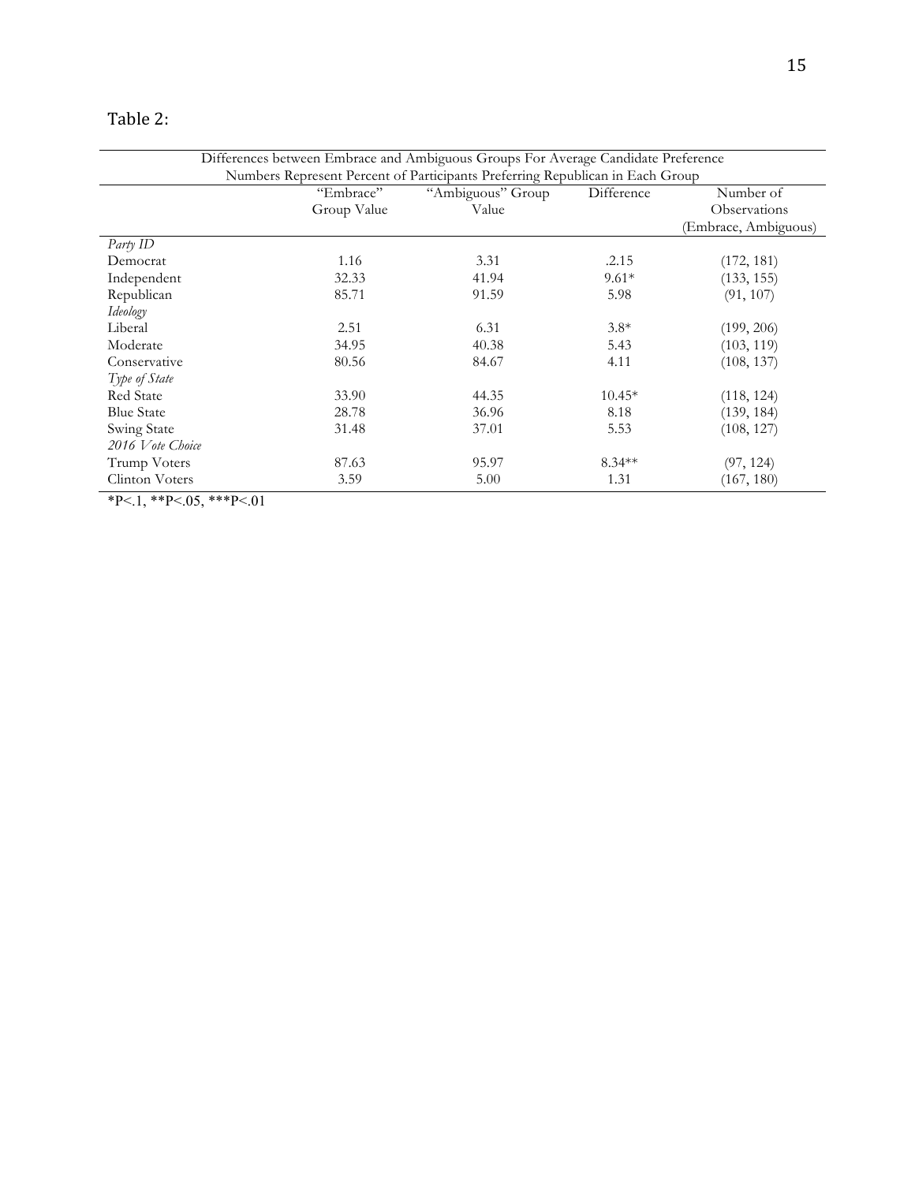Table 2:

| Differences between Embrace and Ambiguous Groups For Average Candidate Preference<br>Numbers Represent Percent of Participants Preferring Republican in Each Group | | | | |
|---|---|---|---|---|
| | "Embrace" Group Value | "Ambiguous" Group Value | Difference | Number of Observations (Embrace, Ambiguous) |
| *Party ID* | | | | |
| Democrat | 1.16 | 3.31 | .2.15 | (172, 181) |
| Independent | 32.33 | 41.94 | 9.61* | (133, 155) |
| Republican | 85.71 | 91.59 | 5.98 | (91, 107) |
| *Ideology* | | | | |
| Liberal | 2.51 | 6.31 | 3.8* | (199, 206) |
| Moderate | 34.95 | 40.38 | 5.43 | (103, 119) |
| Conservative | 80.56 | 84.67 | 4.11 | (108, 137) |
| *Type of State* | | | | |
| Red State | 33.90 | 44.35 | 10.45* | (118, 124) |
| Blue State | 28.78 | 36.96 | 8.18 | (139, 184) |
| Swing State | 31.48 | 37.01 | 5.53 | (108, 127) |
| *2016 Vote Choice* | | | | |
| Trump Voters | 87.63 | 95.97 | 8.34** | (97, 124) |
| Clinton Voters | 3.59 | 5.00 | 1.31 | (167, 180) |

*P<.1, **P<.05, ***P<.01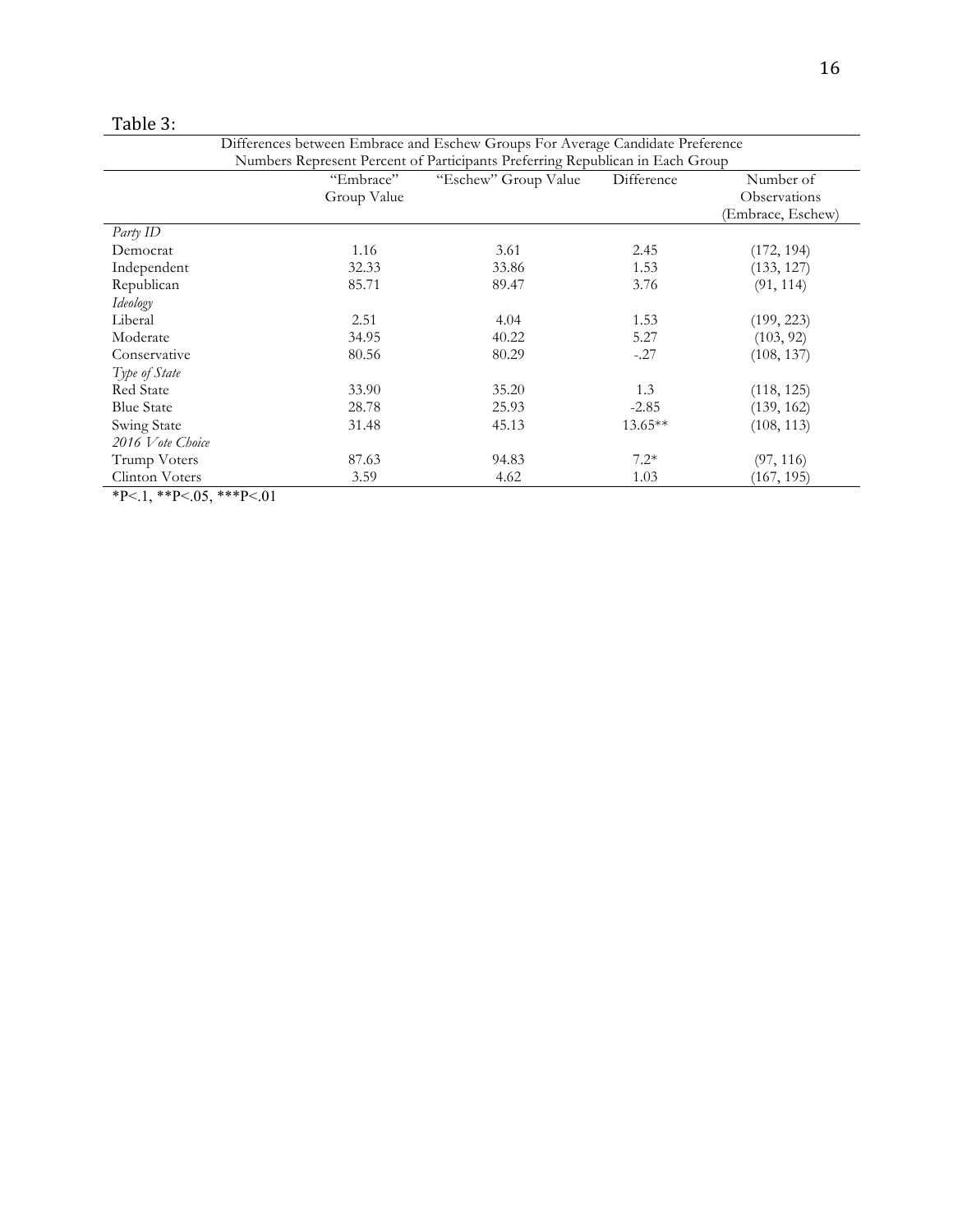Table 3:

| Differences between Embrace and Eschew Groups For Average Candidate Preference<br>Numbers Represent Percent of Participants Preferring Republican in Each Group | | | | |
|---|---|---|---|---|
| | "Embrace" Group Value | "Eschew" Group Value | Difference | Number of Observations (Embrace, Eschew) |
| *Party ID* | | | | |
| Democrat | 1.16 | 3.61 | 2.45 | (172, 194) |
| Independent | 32.33 | 33.86 | 1.53 | (133, 127) |
| Republican | 85.71 | 89.47 | 3.76 | (91, 114) |
| *Ideology* | | | | |
| Liberal | 2.51 | 4.04 | 1.53 | (199, 223) |
| Moderate | 34.95 | 40.22 | 5.27 | (103, 92) |
| Conservative | 80.56 | 80.29 | -.27 | (108, 137) |
| *Type of State* | | | | |
| Red State | 33.90 | 35.20 | 1.3 | (118, 125) |
| Blue State | 28.78 | 25.93 | -2.85 | (139, 162) |
| Swing State | 31.48 | 45.13 | 13.65** | (108, 113) |
| *2016 Vote Choice* | | | | |
| Trump Voters | 87.63 | 94.83 | 7.2* | (97, 116) |
| Clinton Voters | 3.59 | 4.62 | 1.03 | (167, 195) |

*P<.1, **P<.05, ***P<.01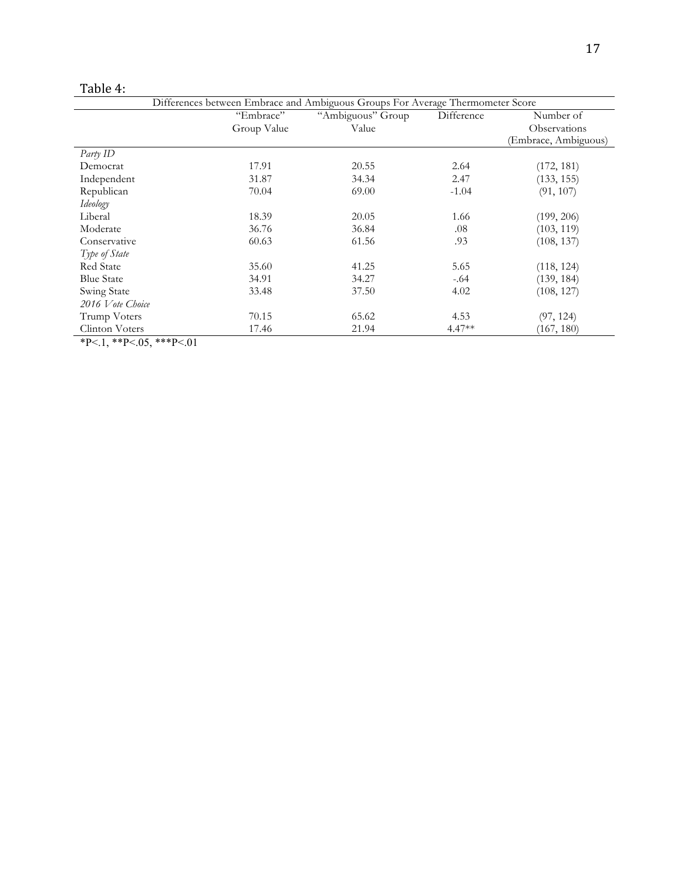Table 4:

| Differences between Embrace and Ambiguous Groups For Average Thermometer Score | | | | |
|---|---|---|---|---|
| | "Embrace" Group Value | "Ambiguous" Group Value | Difference | Number of Observations (Embrace, Ambiguous) |
| *Party ID* | | | | |
| Democrat | 17.91 | 20.55 | 2.64 | (172, 181) |
| Independent | 31.87 | 34.34 | 2.47 | (133, 155) |
| Republican | 70.04 | 69.00 | -1.04 | (91, 107) |
| *Ideology* | | | | |
| Liberal | 18.39 | 20.05 | 1.66 | (199, 206) |
| Moderate | 36.76 | 36.84 | .08 | (103, 119) |
| Conservative | 60.63 | 61.56 | .93 | (108, 137) |
| *Type of State* | | | | |
| Red State | 35.60 | 41.25 | 5.65 | (118, 124) |
| Blue State | 34.91 | 34.27 | -.64 | (139, 184) |
| Swing State | 33.48 | 37.50 | 4.02 | (108, 127) |
| *2016 Vote Choice* | | | | |
| Trump Voters | 70.15 | 65.62 | 4.53 | (97, 124) |
| Clinton Voters | 17.46 | 21.94 | 4.47** | (167, 180) |

*P<.1, **P<.05, ***P<.01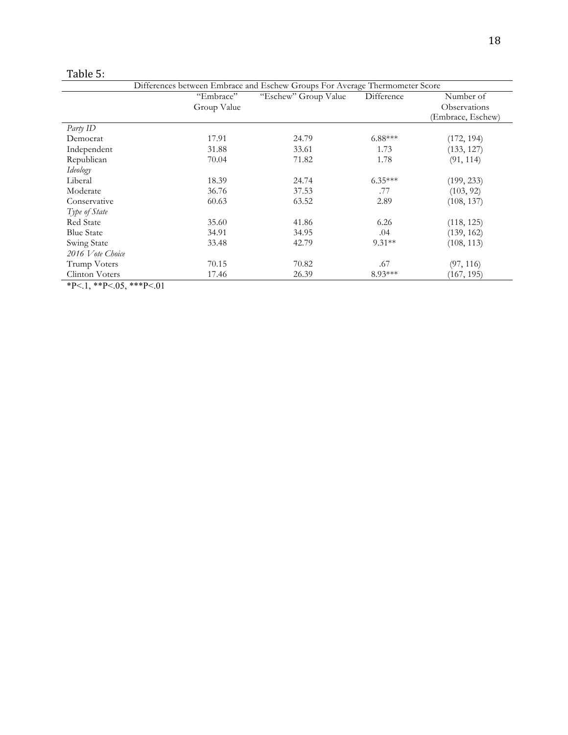Table 5:

| Differences between Embrace and Eschew Groups For Average Thermometer Score | | | | |
|---|---|---|---|---|
| | "Embrace" Group Value | "Eschew" Group Value | Difference | Number of Observations (Embrace, Eschew) |
| *Party ID* | | | | |
| Democrat | 17.91 | 24.79 | 6.88*** | (172, 194) |
| Independent | 31.88 | 33.61 | 1.73 | (133, 127) |
| Republican | 70.04 | 71.82 | 1.78 | (91, 114) |
| *Ideology* | | | | |
| Liberal | 18.39 | 24.74 | 6.35*** | (199, 233) |
| Moderate | 36.76 | 37.53 | .77 | (103, 92) |
| Conservative | 60.63 | 63.52 | 2.89 | (108, 137) |
| *Type of State* | | | | |
| Red State | 35.60 | 41.86 | 6.26 | (118, 125) |
| Blue State | 34.91 | 34.95 | .04 | (139, 162) |
| Swing State | 33.48 | 42.79 | 9.31** | (108, 113) |
| *2016 Vote Choice* | | | | |
| Trump Voters | 70.15 | 70.82 | .67 | (97, 116) |
| Clinton Voters | 17.46 | 26.39 | 8.93*** | (167, 195) |

*P<.1, **P<.05, ***P<.01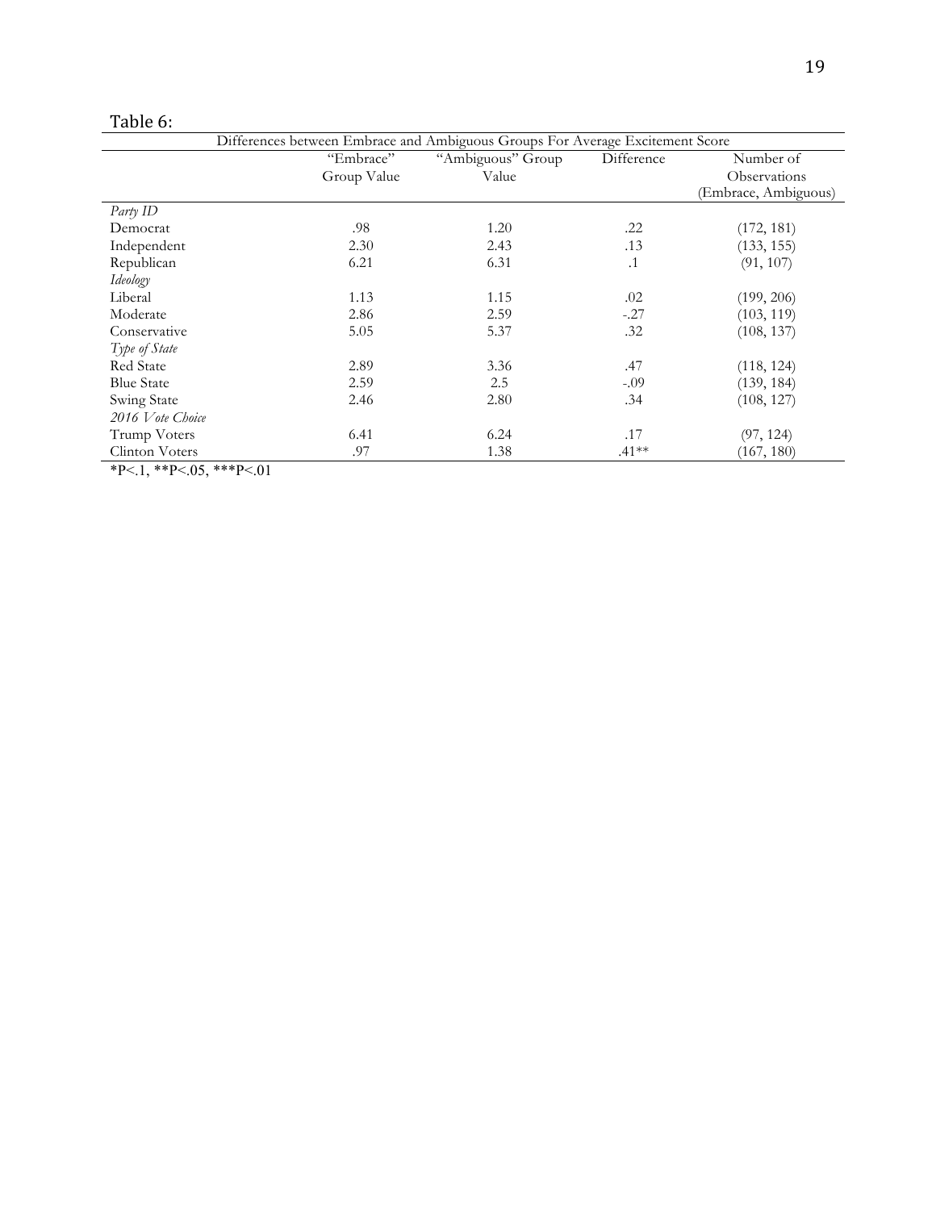Table 6:

| Differences between Embrace and Ambiguous Groups For Average Excitement Score | | | | |
|---|---|---|---|---|
| | "Embrace" Group Value | "Ambiguous" Group Value | Difference | Number of Observations (Embrace, Ambiguous) |
| *Party ID* | | | | |
| Democrat | .98 | 1.20 | .22 | (172, 181) |
| Independent | 2.30 | 2.43 | .13 | (133, 155) |
| Republican | 6.21 | 6.31 | .1 | (91, 107) |
| *Ideology* | | | | |
| Liberal | 1.13 | 1.15 | .02 | (199, 206) |
| Moderate | 2.86 | 2.59 | -.27 | (103, 119) |
| Conservative | 5.05 | 5.37 | .32 | (108, 137) |
| *Type of State* | | | | |
| Red State | 2.89 | 3.36 | .47 | (118, 124) |
| Blue State | 2.59 | 2.5 | -.09 | (139, 184) |
| Swing State | 2.46 | 2.80 | .34 | (108, 127) |
| *2016 Vote Choice* | | | | |
| Trump Voters | 6.41 | 6.24 | .17 | (97, 124) |
| Clinton Voters | .97 | 1.38 | .41** | (167, 180) |

*P<.1, **P<.05, ***P<.01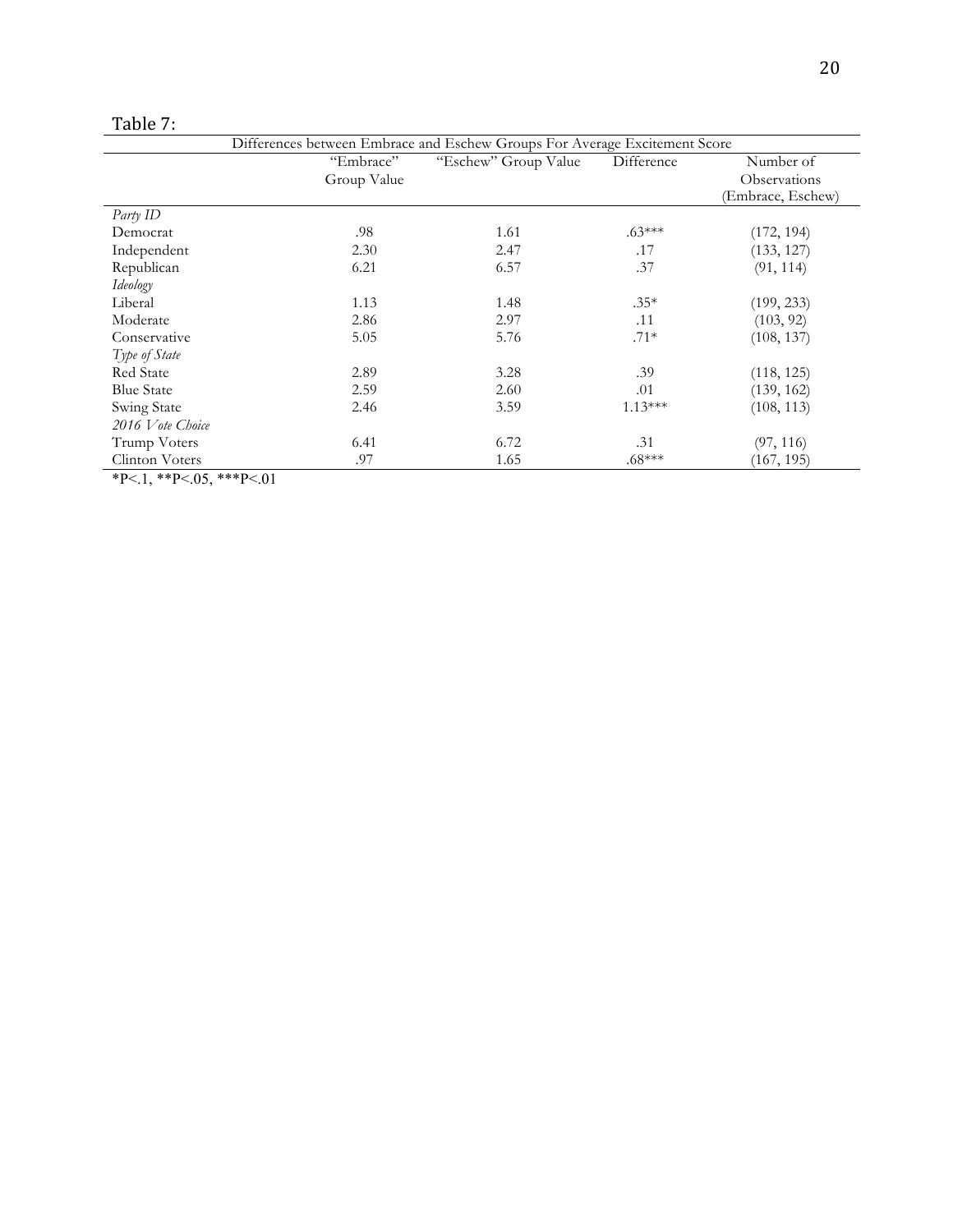Table 7:

| Differences between Embrace and Eschew Groups For Average Excitement Score | | | | |
|---|---|---|---|---|
| | "Embrace" Group Value | "Eschew" Group Value | Difference | Number of Observations (Embrace, Eschew) |
| *Party ID* | | | | |
| Democrat | .98 | 1.61 | .63*** | (172, 194) |
| Independent | 2.30 | 2.47 | .17 | (133, 127) |
| Republican | 6.21 | 6.57 | .37 | (91, 114) |
| *Ideology* | | | | |
| Liberal | 1.13 | 1.48 | .35* | (199, 233) |
| Moderate | 2.86 | 2.97 | .11 | (103, 92) |
| Conservative | 5.05 | 5.76 | .71* | (108, 137) |
| *Type of State* | | | | |
| Red State | 2.89 | 3.28 | .39 | (118, 125) |
| Blue State | 2.59 | 2.60 | .01 | (139, 162) |
| Swing State | 2.46 | 3.59 | 1.13*** | (108, 113) |
| *2016 Vote Choice* | | | | |
| Trump Voters | 6.41 | 6.72 | .31 | (97, 116) |
| Clinton Voters | .97 | 1.65 | .68*** | (167, 195) |

*P<.1, **P<.05, ***P<.01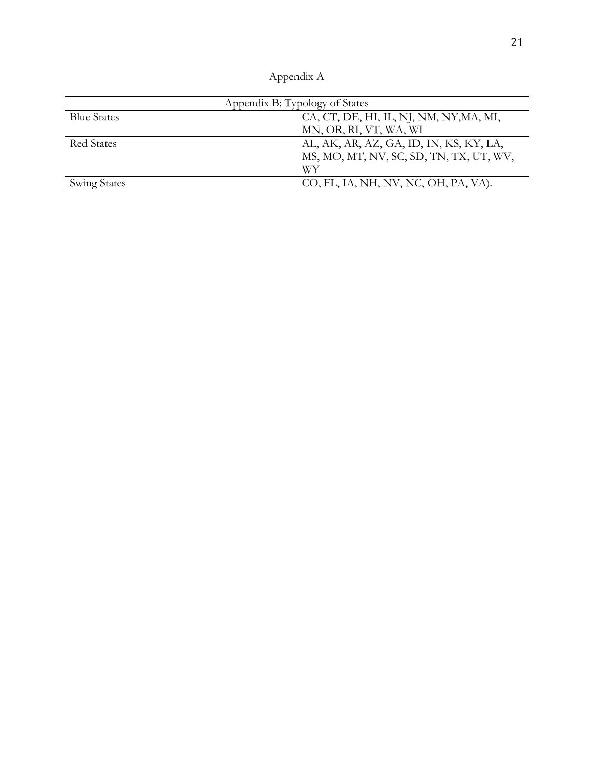Appendix A

| Appendix B: Typology of States | |
|---|---|
| Blue States | CA, CT, DE, HI, IL, NJ, NM, NY,MA, MI, MN, OR, RI, VT, WA, WI |
| Red States | AL, AK, AR, AZ, GA, ID, IN, KS, KY, LA, MS, MO, MT, NV, SC, SD, TN, TX, UT, WV, WY |
| Swing States | CO, FL, IA, NH, NV, NC, OH, PA, VA). |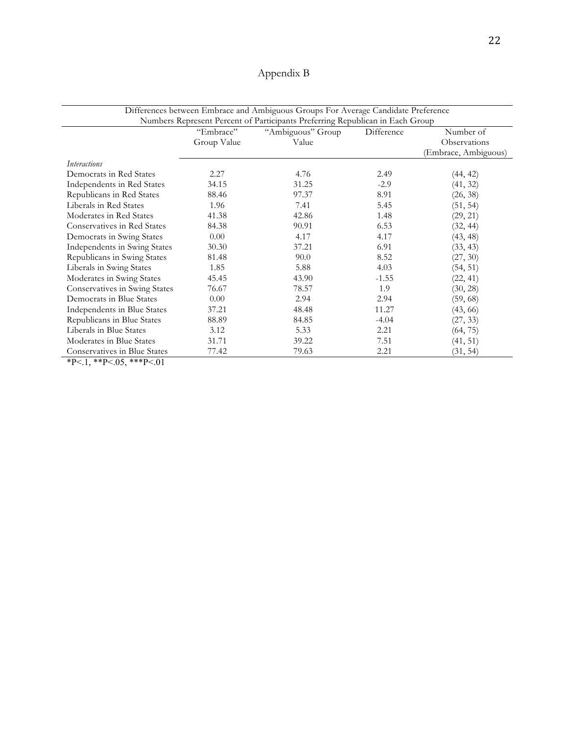# Appendix B

| Differences between Embrace and Ambiguous Groups For Average Candidate Preference<br>Numbers Represent Percent of Participants Preferring Republican in Each Group | | | | |
|---|---|---|---|---|
| | "Embrace" Group Value | "Ambiguous" Group Value | Difference | Number of Observations (Embrace, Ambiguous) |
| *Interactions* | | | | |
| Democrats in Red States | 2.27 | 4.76 | 2.49 | (44, 42) |
| Independents in Red States | 34.15 | 31.25 | -2.9 | (41, 32) |
| Republicans in Red States | 88.46 | 97.37 | 8.91 | (26, 38) |
| Liberals in Red States | 1.96 | 7.41 | 5.45 | (51, 54) |
| Moderates in Red States | 41.38 | 42.86 | 1.48 | (29, 21) |
| Conservatives in Red States | 84.38 | 90.91 | 6.53 | (32, 44) |
| Democrats in Swing States | 0.00 | 4.17 | 4.17 | (43, 48) |
| Independents in Swing States | 30.30 | 37.21 | 6.91 | (33, 43) |
| Republicans in Swing States | 81.48 | 90.0 | 8.52 | (27, 30) |
| Liberals in Swing States | 1.85 | 5.88 | 4.03 | (54, 51) |
| Moderates in Swing States | 45.45 | 43.90 | -1.55 | (22, 41) |
| Conservatives in Swing States | 76.67 | 78.57 | 1.9 | (30, 28) |
| Democrats in Blue States | 0.00 | 2.94 | 2.94 | (59, 68) |
| Independents in Blue States | 37.21 | 48.48 | 11.27 | (43, 66) |
| Republicans in Blue States | 88.89 | 84.85 | -4.04 | (27, 33) |
| Liberals in Blue States | 3.12 | 5.33 | 2.21 | (64, 75) |
| Moderates in Blue States | 31.71 | 39.22 | 7.51 | (41, 51) |
| Conservatives in Blue States | 77.42 | 79.63 | 2.21 | (31, 54) |

*P<.1, **P<.05, ***P<.01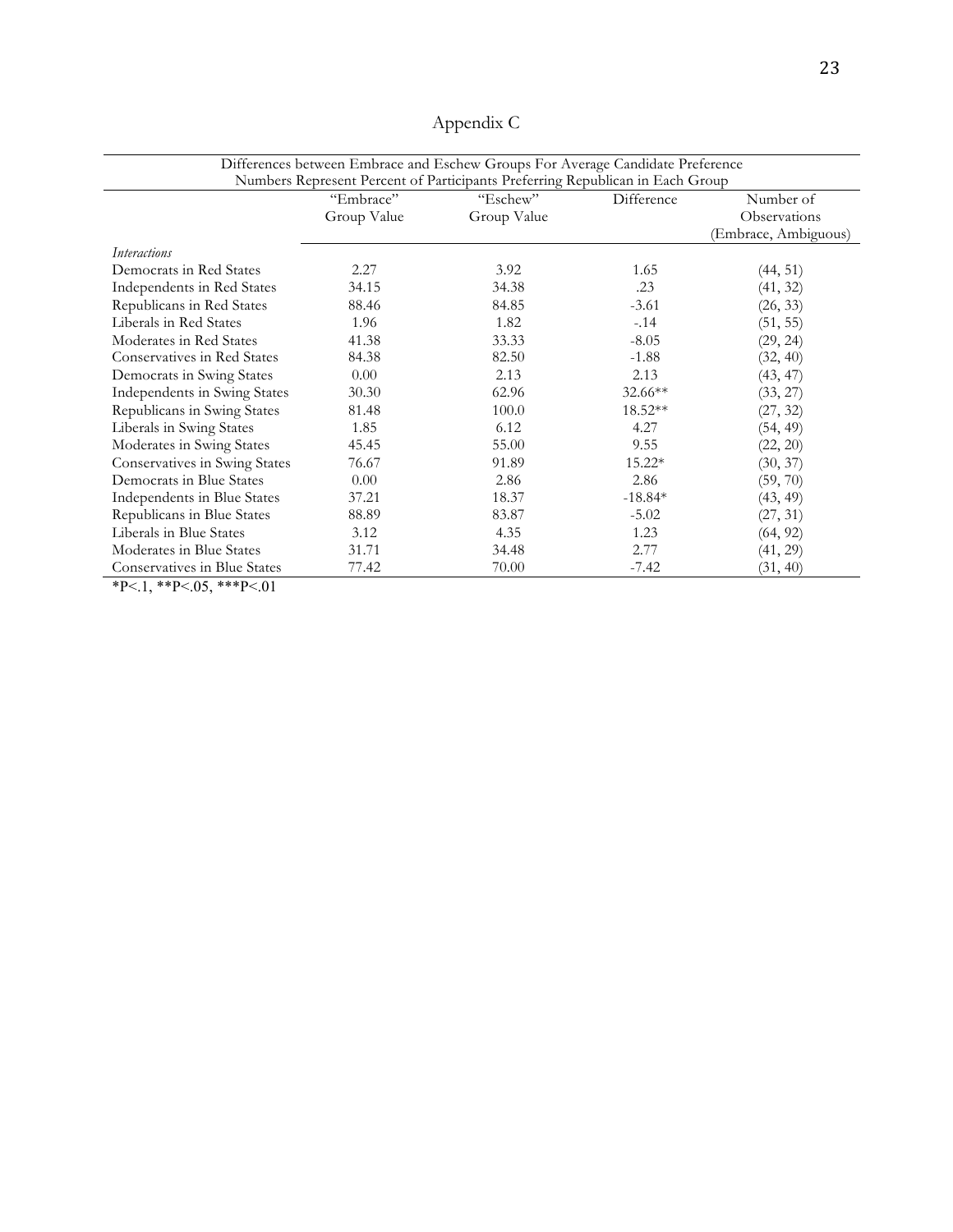# Appendix C

| Differences between Embrace and Eschew Groups For Average Candidate Preference<br>Numbers Represent Percent of Participants Preferring Republican in Each Group | | | | |
|---|---|---|---|---|
| | "Embrace" Group Value | "Eschew" Group Value | Difference | Number of Observations (Embrace, Ambiguous) |
| *Interactions* | | | | |
| Democrats in Red States | 2.27 | 3.92 | 1.65 | (44, 51) |
| Independents in Red States | 34.15 | 34.38 | .23 | (41, 32) |
| Republicans in Red States | 88.46 | 84.85 | -3.61 | (26, 33) |
| Liberals in Red States | 1.96 | 1.82 | -.14 | (51, 55) |
| Moderates in Red States | 41.38 | 33.33 | -8.05 | (29, 24) |
| Conservatives in Red States | 84.38 | 82.50 | -1.88 | (32, 40) |
| Democrats in Swing States | 0.00 | 2.13 | 2.13 | (43, 47) |
| Independents in Swing States | 30.30 | 62.96 | 32.66** | (33, 27) |
| Republicans in Swing States | 81.48 | 100.0 | 18.52** | (27, 32) |
| Liberals in Swing States | 1.85 | 6.12 | 4.27 | (54, 49) |
| Moderates in Swing States | 45.45 | 55.00 | 9.55 | (22, 20) |
| Conservatives in Swing States | 76.67 | 91.89 | 15.22* | (30, 37) |
| Democrats in Blue States | 0.00 | 2.86 | 2.86 | (59, 70) |
| Independents in Blue States | 37.21 | 18.37 | -18.84* | (43, 49) |
| Republicans in Blue States | 88.89 | 83.87 | -5.02 | (27, 31) |
| Liberals in Blue States | 3.12 | 4.35 | 1.23 | (64, 92) |
| Moderates in Blue States | 31.71 | 34.48 | 2.77 | (41, 29) |
| Conservatives in Blue States | 77.42 | 70.00 | -7.42 | (31, 40) |

*P<.1, **P<.05, ***P<.01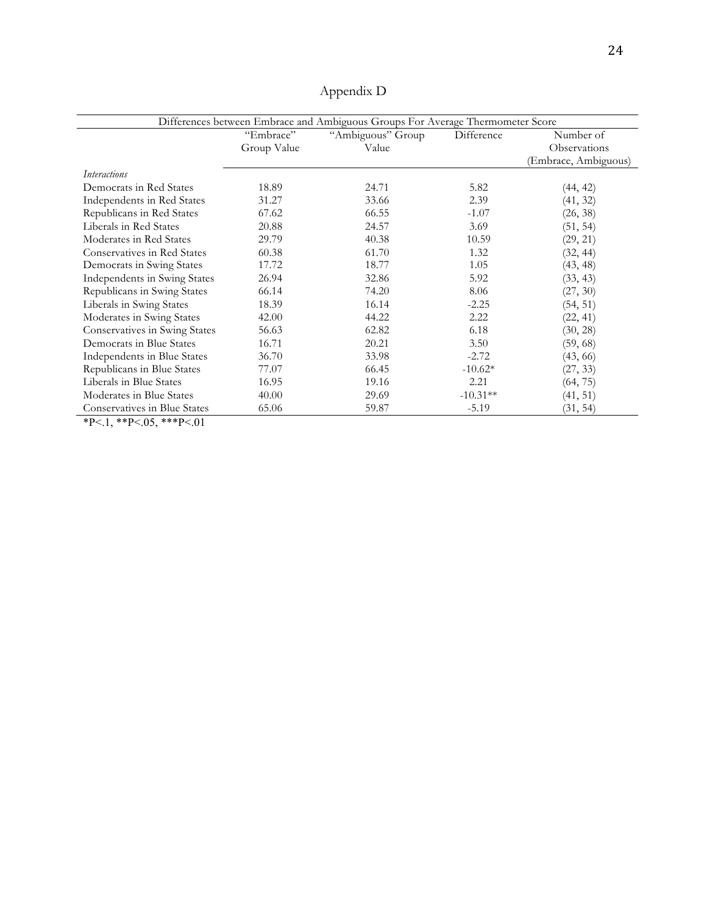# Appendix D

| Differences between Embrace and Ambiguous Groups For Average Thermometer Score | | | | |
|---|---|---|---|---|
| | "Embrace" Group Value | "Ambiguous" Group Value | Difference | Number of Observations (Embrace, Ambiguous) |
| *Interactions* | | | | |
| Democrats in Red States | 18.89 | 24.71 | 5.82 | (44, 42) |
| Independents in Red States | 31.27 | 33.66 | 2.39 | (41, 32) |
| Republicans in Red States | 67.62 | 66.55 | -1.07 | (26, 38) |
| Liberals in Red States | 20.88 | 24.57 | 3.69 | (51, 54) |
| Moderates in Red States | 29.79 | 40.38 | 10.59 | (29, 21) |
| Conservatives in Red States | 60.38 | 61.70 | 1.32 | (32, 44) |
| Democrats in Swing States | 17.72 | 18.77 | 1.05 | (43, 48) |
| Independents in Swing States | 26.94 | 32.86 | 5.92 | (33, 43) |
| Republicans in Swing States | 66.14 | 74.20 | 8.06 | (27, 30) |
| Liberals in Swing States | 18.39 | 16.14 | -2.25 | (54, 51) |
| Moderates in Swing States | 42.00 | 44.22 | 2.22 | (22, 41) |
| Conservatives in Swing States | 56.63 | 62.82 | 6.18 | (30, 28) |
| Democrats in Blue States | 16.71 | 20.21 | 3.50 | (59, 68) |
| Independents in Blue States | 36.70 | 33.98 | -2.72 | (43, 66) |
| Republicans in Blue States | 77.07 | 66.45 | -10.62* | (27, 33) |
| Liberals in Blue States | 16.95 | 19.16 | 2.21 | (64, 75) |
| Moderates in Blue States | 40.00 | 29.69 | -10.31** | (41, 51) |
| Conservatives in Blue States | 65.06 | 59.87 | -5.19 | (31, 54) |

*P<.1, **P<.05, ***P<.01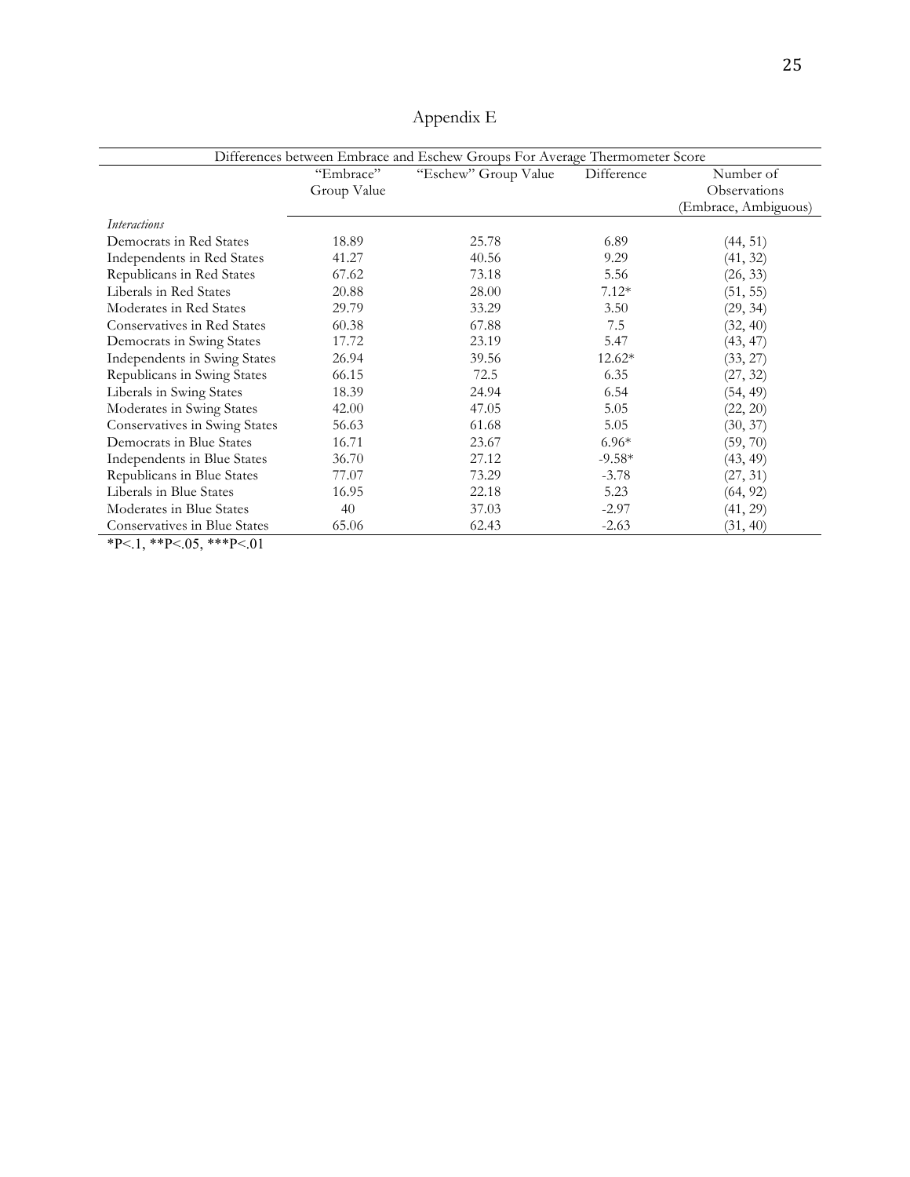# Appendix E

| Differences between Embrace and Eschew Groups For Average Thermometer Score | | | | |
|---|---|---|---|---|
| | "Embrace" Group Value | "Eschew" Group Value | Difference | Number of Observations (Embrace, Ambiguous) |
| *Interactions* | | | | |
| Democrats in Red States | 18.89 | 25.78 | 6.89 | (44, 51) |
| Independents in Red States | 41.27 | 40.56 | 9.29 | (41, 32) |
| Republicans in Red States | 67.62 | 73.18 | 5.56 | (26, 33) |
| Liberals in Red States | 20.88 | 28.00 | 7.12* | (51, 55) |
| Moderates in Red States | 29.79 | 33.29 | 3.50 | (29, 34) |
| Conservatives in Red States | 60.38 | 67.88 | 7.5 | (32, 40) |
| Democrats in Swing States | 17.72 | 23.19 | 5.47 | (43, 47) |
| Independents in Swing States | 26.94 | 39.56 | 12.62* | (33, 27) |
| Republicans in Swing States | 66.15 | 72.5 | 6.35 | (27, 32) |
| Liberals in Swing States | 18.39 | 24.94 | 6.54 | (54, 49) |
| Moderates in Swing States | 42.00 | 47.05 | 5.05 | (22, 20) |
| Conservatives in Swing States | 56.63 | 61.68 | 5.05 | (30, 37) |
| Democrats in Blue States | 16.71 | 23.67 | 6.96* | (59, 70) |
| Independents in Blue States | 36.70 | 27.12 | -9.58* | (43, 49) |
| Republicans in Blue States | 77.07 | 73.29 | -3.78 | (27, 31) |
| Liberals in Blue States | 16.95 | 22.18 | 5.23 | (64, 92) |
| Moderates in Blue States | 40 | 37.03 | -2.97 | (41, 29) |
| Conservatives in Blue States | 65.06 | 62.43 | -2.63 | (31, 40) |

*P<.1, **P<.05, ***P<.01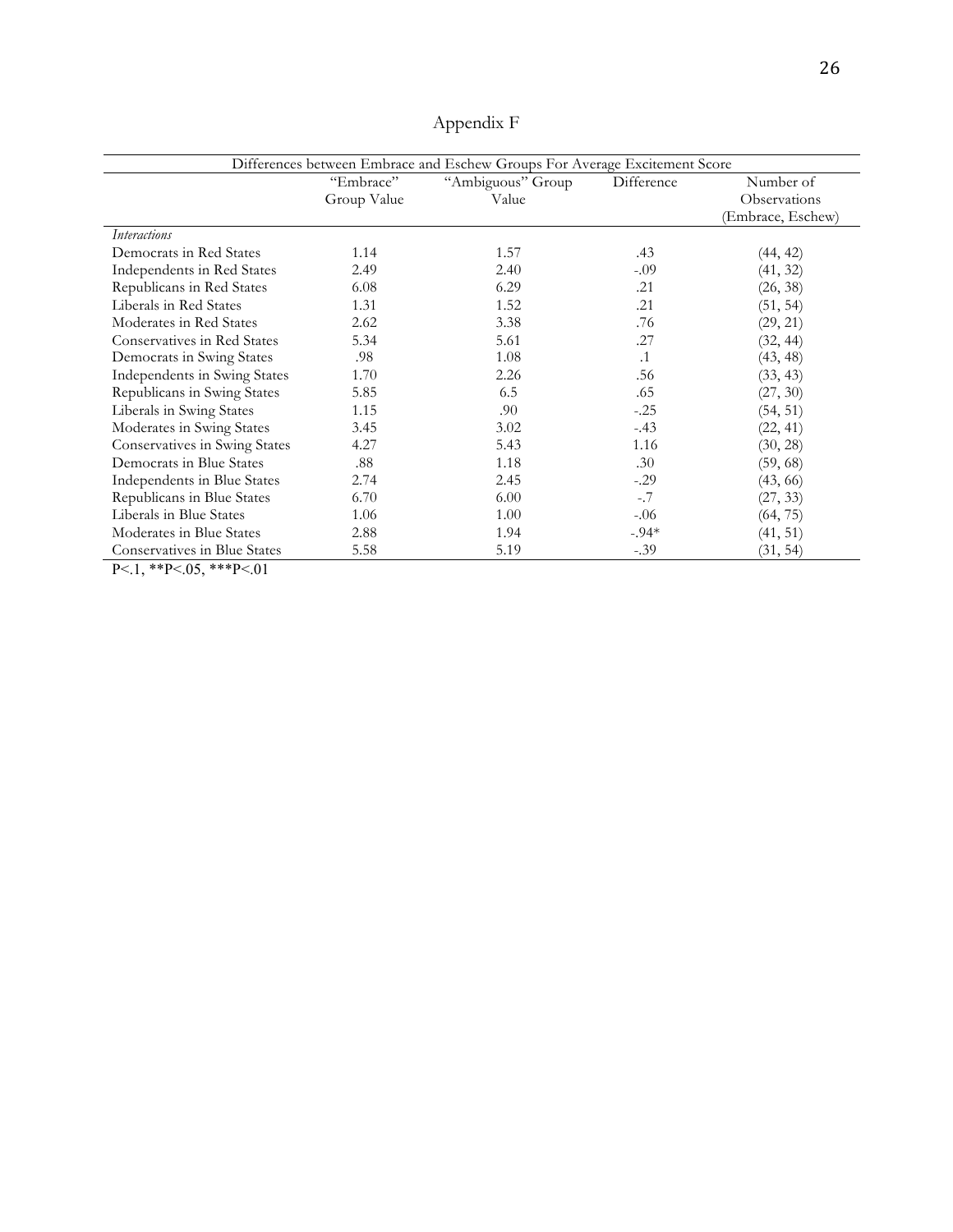# Appendix F

| Differences between Embrace and Eschew Groups For Average Excitement Score | | | | |
|---|---|---|---|---|
| | "Embrace" Group Value | "Ambiguous" Group Value | Difference | Number of Observations (Embrace, Eschew) |
| *Interactions* | | | | |
| Democrats in Red States | 1.14 | 1.57 | .43 | (44, 42) |
| Independents in Red States | 2.49 | 2.40 | -.09 | (41, 32) |
| Republicans in Red States | 6.08 | 6.29 | .21 | (26, 38) |
| Liberals in Red States | 1.31 | 1.52 | .21 | (51, 54) |
| Moderates in Red States | 2.62 | 3.38 | .76 | (29, 21) |
| Conservatives in Red States | 5.34 | 5.61 | .27 | (32, 44) |
| Democrats in Swing States | .98 | 1.08 | .1 | (43, 48) |
| Independents in Swing States | 1.70 | 2.26 | .56 | (33, 43) |
| Republicans in Swing States | 5.85 | 6.5 | .65 | (27, 30) |
| Liberals in Swing States | 1.15 | .90 | -.25 | (54, 51) |
| Moderates in Swing States | 3.45 | 3.02 | -.43 | (22, 41) |
| Conservatives in Swing States | 4.27 | 5.43 | 1.16 | (30, 28) |
| Democrats in Blue States | .88 | 1.18 | .30 | (59, 68) |
| Independents in Blue States | 2.74 | 2.45 | -.29 | (43, 66) |
| Republicans in Blue States | 6.70 | 6.00 | -.7 | (27, 33) |
| Liberals in Blue States | 1.06 | 1.00 | -.06 | (64, 75) |
| Moderates in Blue States | 2.88 | 1.94 | -.94* | (41, 51) |
| Conservatives in Blue States | 5.58 | 5.19 | -.39 | (31, 54) |

P<.1, **P<.05, ***P<.01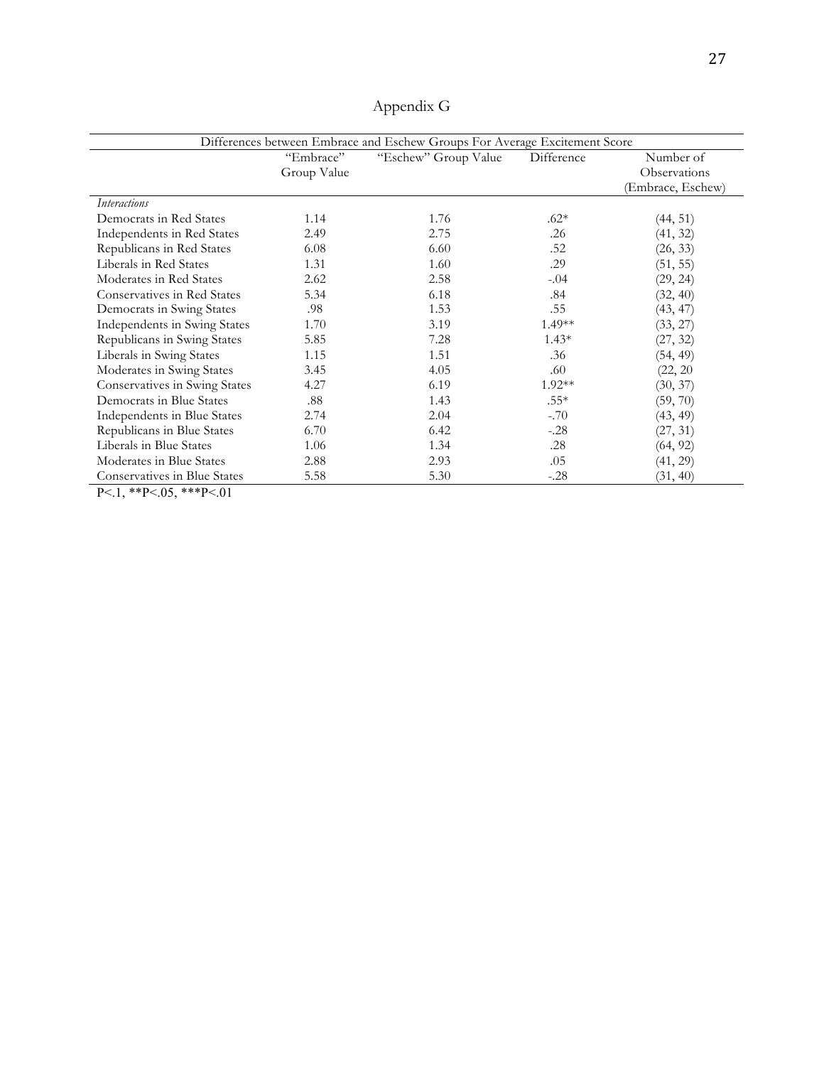# Appendix G

| Differences between Embrace and Eschew Groups For Average Excitement Score | | | | |
|---|---|---|---|---|
| | "Embrace" Group Value | "Eschew" Group Value | Difference | Number of Observations (Embrace, Eschew) |
| *Interactions* | | | | |
| Democrats in Red States | 1.14 | 1.76 | .62* | (44, 51) |
| Independents in Red States | 2.49 | 2.75 | .26 | (41, 32) |
| Republicans in Red States | 6.08 | 6.60 | .52 | (26, 33) |
| Liberals in Red States | 1.31 | 1.60 | .29 | (51, 55) |
| Moderates in Red States | 2.62 | 2.58 | -.04 | (29, 24) |
| Conservatives in Red States | 5.34 | 6.18 | .84 | (32, 40) |
| Democrats in Swing States | .98 | 1.53 | .55 | (43, 47) |
| Independents in Swing States | 1.70 | 3.19 | 1.49** | (33, 27) |
| Republicans in Swing States | 5.85 | 7.28 | 1.43* | (27, 32) |
| Liberals in Swing States | 1.15 | 1.51 | .36 | (54, 49) |
| Moderates in Swing States | 3.45 | 4.05 | .60 | (22, 20 |
| Conservatives in Swing States | 4.27 | 6.19 | 1.92** | (30, 37) |
| Democrats in Blue States | .88 | 1.43 | .55* | (59, 70) |
| Independents in Blue States | 2.74 | 2.04 | -.70 | (43, 49) |
| Republicans in Blue States | 6.70 | 6.42 | -.28 | (27, 31) |
| Liberals in Blue States | 1.06 | 1.34 | .28 | (64, 92) |
| Moderates in Blue States | 2.88 | 2.93 | .05 | (41, 29) |
| Conservatives in Blue States | 5.58 | 5.30 | -.28 | (31, 40) |

P<.1, **P<.05, ***P<.01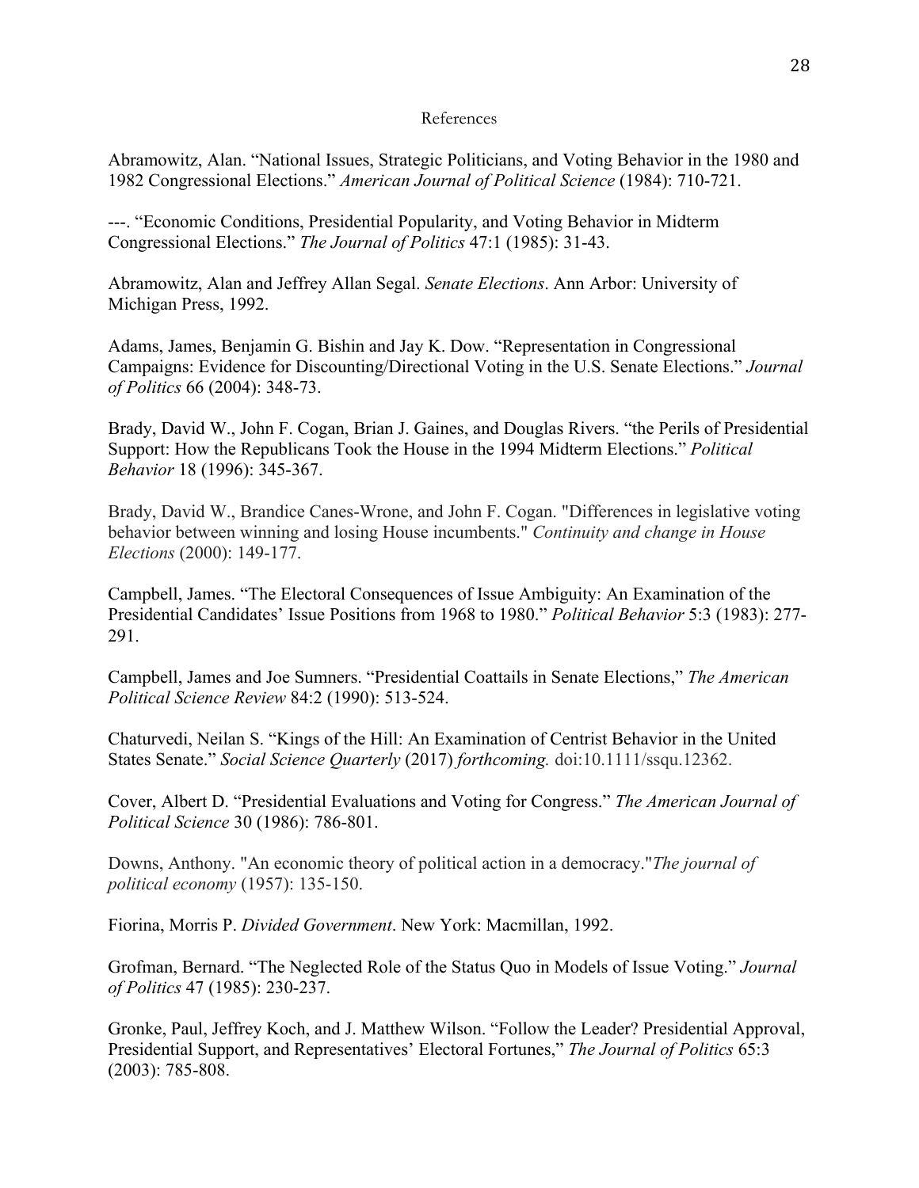# References

Abramowitz, Alan. “National Issues, Strategic Politicians, and Voting Behavior in the 1980 and 1982 Congressional Elections.” *American Journal of Political Science* (1984): 710-721.

---. “Economic Conditions, Presidential Popularity, and Voting Behavior in Midterm Congressional Elections.” *The Journal of Politics* 47:1 (1985): 31-43.

Abramowitz, Alan and Jeffrey Allan Segal. *Senate Elections*. Ann Arbor: University of Michigan Press, 1992.

Adams, James, Benjamin G. Bishin and Jay K. Dow. “Representation in Congressional Campaigns: Evidence for Discounting/Directional Voting in the U.S. Senate Elections.” *Journal of Politics* 66 (2004): 348-73.

Brady, David W., John F. Cogan, Brian J. Gaines, and Douglas Rivers. “the Perils of Presidential Support: How the Republicans Took the House in the 1994 Midterm Elections.” *Political Behavior* 18 (1996): 345-367.

Brady, David W., Brandice Canes-Wrone, and John F. Cogan. "Differences in legislative voting behavior between winning and losing House incumbents." *Continuity and change in House Elections* (2000): 149-177.

Campbell, James. “The Electoral Consequences of Issue Ambiguity: An Examination of the Presidential Candidates’ Issue Positions from 1968 to 1980.” *Political Behavior* 5:3 (1983): 277-291.

Campbell, James and Joe Sumners. “Presidential Coattails in Senate Elections,” *The American Political Science Review* 84:2 (1990): 513-524.

Chaturvedi, Neilan S. “Kings of the Hill: An Examination of Centrist Behavior in the United States Senate.” *Social Science Quarterly* (2017) *forthcoming.* doi:10.1111/ssqu.12362.

Cover, Albert D. “Presidential Evaluations and Voting for Congress.” *The American Journal of Political Science* 30 (1986): 786-801.

Downs, Anthony. "An economic theory of political action in a democracy."*The journal of political economy* (1957): 135-150.

Fiorina, Morris P. *Divided Government*. New York: Macmillan, 1992.

Grofman, Bernard. “The Neglected Role of the Status Quo in Models of Issue Voting.” *Journal of Politics* 47 (1985): 230-237.

Gronke, Paul, Jeffrey Koch, and J. Matthew Wilson. “Follow the Leader? Presidential Approval, Presidential Support, and Representatives’ Electoral Fortunes,” *The Journal of Politics* 65:3 (2003): 785-808.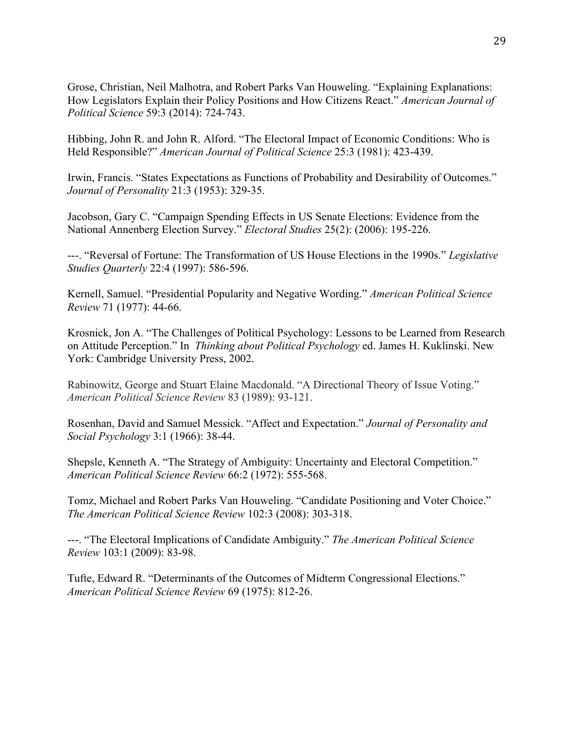Grose, Christian, Neil Malhotra, and Robert Parks Van Houweling. "Explaining Explanations: How Legislators Explain their Policy Positions and How Citizens React." *American Journal of Political Science* 59:3 (2014): 724-743.

Hibbing, John R. and John R. Alford. "The Electoral Impact of Economic Conditions: Who is Held Responsible?" *American Journal of Political Science* 25:3 (1981): 423-439.

Irwin, Francis. "States Expectations as Functions of Probability and Desirability of Outcomes." *Journal of Personality* 21:3 (1953): 329-35.

Jacobson, Gary C. "Campaign Spending Effects in US Senate Elections: Evidence from the National Annenberg Election Survey." *Electoral Studies* 25(2): (2006): 195-226.

---. "Reversal of Fortune: The Transformation of US House Elections in the 1990s." *Legislative Studies Quarterly* 22:4 (1997): 586-596.

Kernell, Samuel. "Presidential Popularity and Negative Wording." *American Political Science Review* 71 (1977): 44-66.

Krosnick, Jon A. "The Challenges of Political Psychology: Lessons to be Learned from Research on Attitude Perception." In *Thinking about Political Psychology* ed. James H. Kuklinski. New York: Cambridge University Press, 2002.

Rabinowitz, George and Stuart Elaine Macdonald. "A Directional Theory of Issue Voting." *American Political Science Review* 83 (1989): 93-121.

Rosenhan, David and Samuel Messick. "Affect and Expectation." *Journal of Personality and Social Psychology* 3:1 (1966): 38-44.

Shepsle, Kenneth A. "The Strategy of Ambiguity: Uncertainty and Electoral Competition." *American Political Science Review* 66:2 (1972): 555-568.

Tomz, Michael and Robert Parks Van Houweling. "Candidate Positioning and Voter Choice." *The American Political Science Review* 102:3 (2008): 303-318.

---. "The Electoral Implications of Candidate Ambiguity." *The American Political Science Review* 103:1 (2009): 83-98.

Tufte, Edward R. "Determinants of the Outcomes of Midterm Congressional Elections." *American Political Science Review* 69 (1975): 812-26.